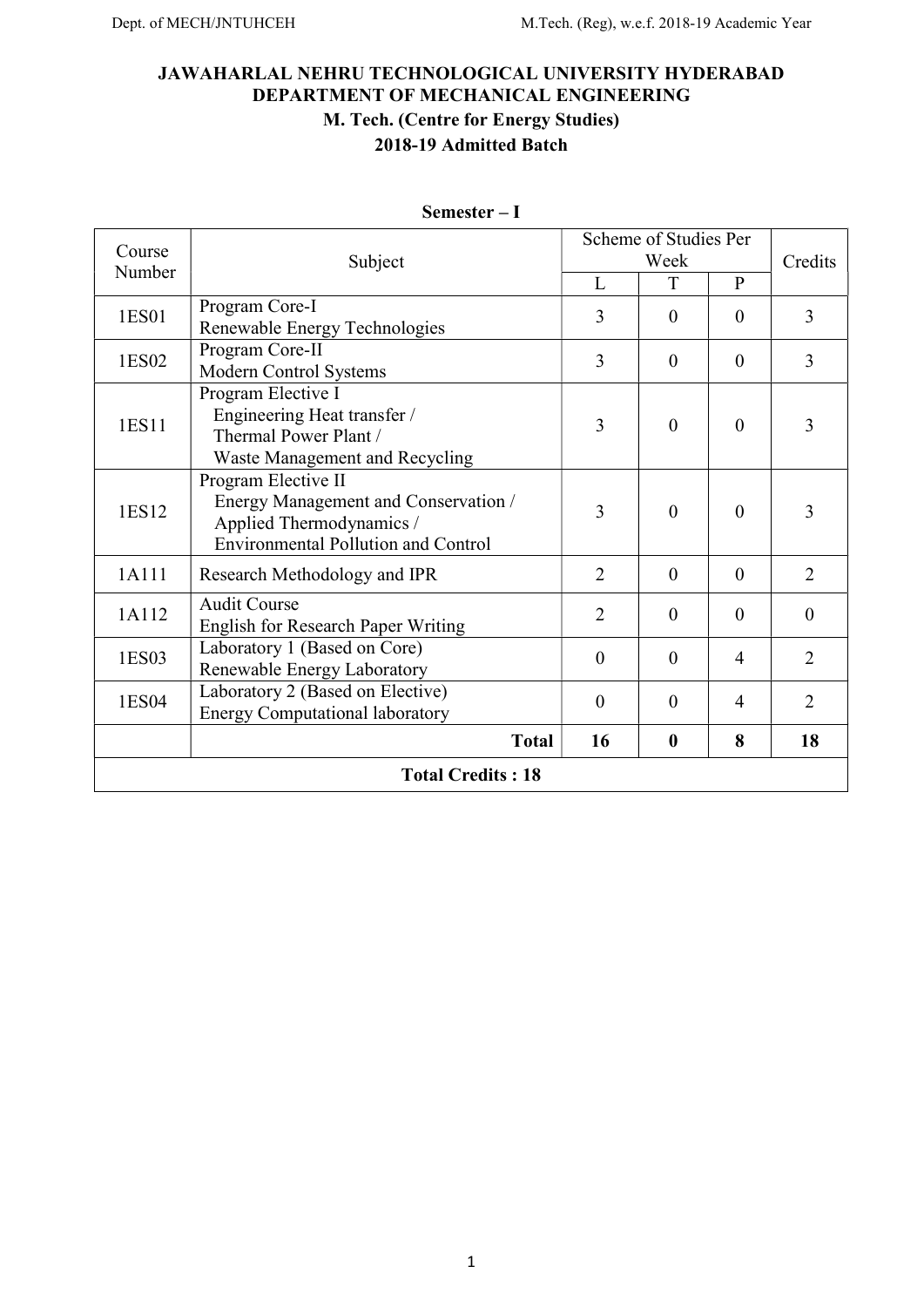# JAWAHARLAL NEHRU TECHNOLOGICAL UNIVERSITY HYDERABAD
## DEPARTMENT OF MECHANICAL ENGINEERING
### M. Tech. (Centre for Energy Studies)
### 2018-19 Admitted Batch

**Semester – I**

| Course Number | Subject | Scheme of Studies Per Week | | | Credits |
|---|---|---|---|---|---|
| | | L | T | P | |
| 1ES01 | Program Core-I<br>Renewable Energy Technologies | 3 | 0 | 0 | 3 |
| 1ES02 | Program Core-II<br>Modern Control Systems | 3 | 0 | 0 | 3 |
| 1ES11 | Program Elective I<br>Engineering Heat transfer /<br>Thermal Power Plant /<br>Waste Management and Recycling | 3 | 0 | 0 | 3 |
| 1ES12 | Program Elective II<br>Energy Management and Conservation /<br>Applied Thermodynamics /<br>Environmental Pollution and Control | 3 | 0 | 0 | 3 |
| 1A111 | Research Methodology and IPR | 2 | 0 | 0 | 2 |
| 1A112 | Audit Course<br>English for Research Paper Writing | 2 | 0 | 0 | 0 |
| 1ES03 | Laboratory 1 (Based on Core)<br>Renewable Energy Laboratory | 0 | 0 | 4 | 2 |
| 1ES04 | Laboratory 2 (Based on Elective)<br>Energy Computational laboratory | 0 | 0 | 4 | 2 |
| | **Total** | **16** | **0** | **8** | **18** |
| **Total Credits : 18** | | | | | |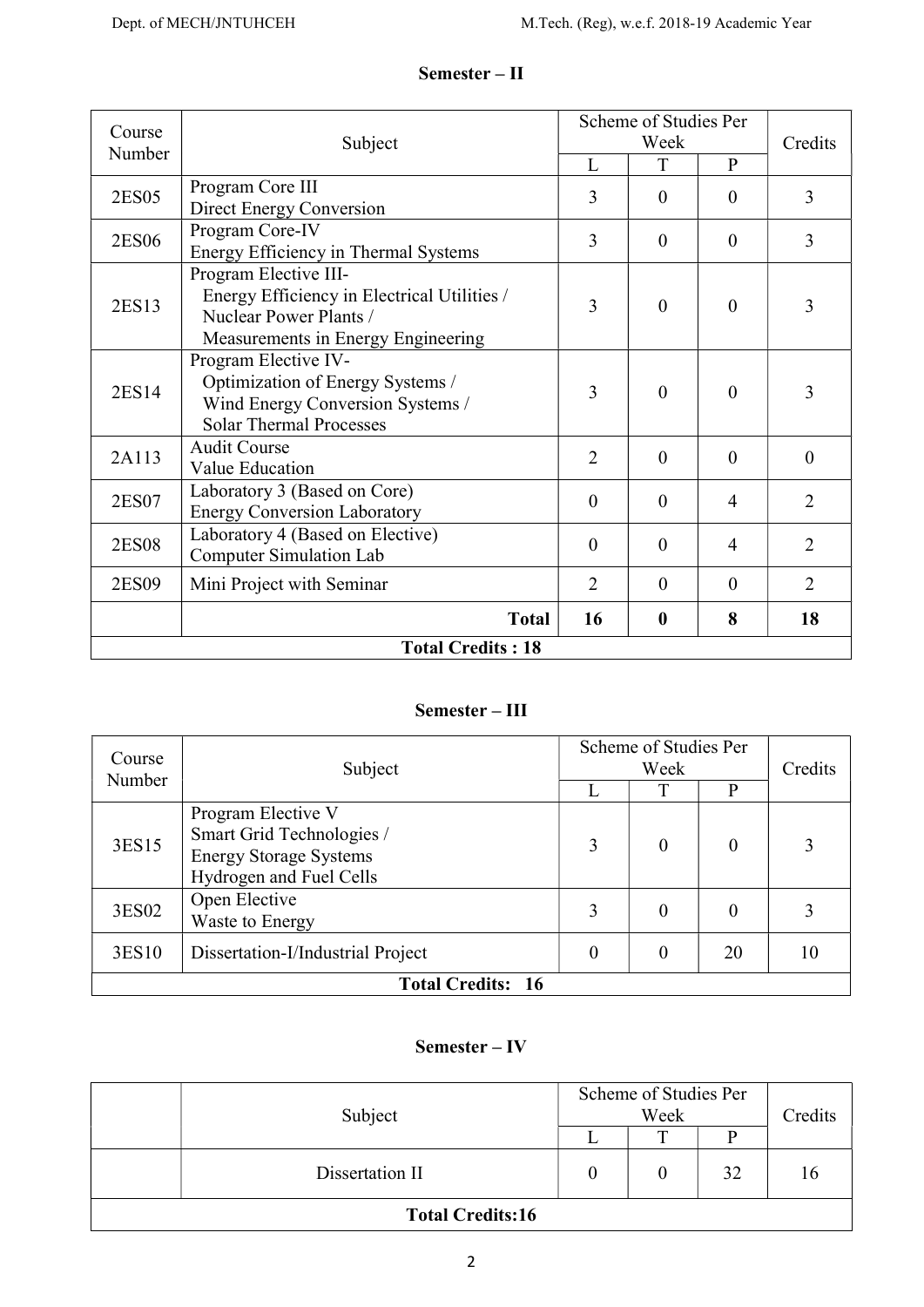## Semester – II

| Course Number | Subject | Scheme of Studies Per Week | | | Credits |
|---|---|---|---|---|---|
| | | L | T | P | |
| 2ES05 | Program Core III<br>Direct Energy Conversion | 3 | 0 | 0 | 3 |
| 2ES06 | Program Core-IV<br>Energy Efficiency in Thermal Systems | 3 | 0 | 0 | 3 |
| 2ES13 | Program Elective III-<br>Energy Efficiency in Electrical Utilities /<br>Nuclear Power Plants /<br>Measurements in Energy Engineering | 3 | 0 | 0 | 3 |
| 2ES14 | Program Elective IV-<br>Optimization of Energy Systems /<br>Wind Energy Conversion Systems /<br>Solar Thermal Processes | 3 | 0 | 0 | 3 |
| 2A113 | Audit Course<br>Value Education | 2 | 0 | 0 | 0 |
| 2ES07 | Laboratory 3 (Based on Core)<br>Energy Conversion Laboratory | 0 | 0 | 4 | 2 |
| 2ES08 | Laboratory 4 (Based on Elective)<br>Computer Simulation Lab | 0 | 0 | 4 | 2 |
| 2ES09 | Mini Project with Seminar | 2 | 0 | 0 | 2 |
| | **Total** | **16** | **0** | **8** | **18** |
| **Total Credits : 18** | | | | | |

## Semester – III

| Course Number | Subject | Scheme of Studies Per Week | | | Credits |
|---|---|---|---|---|---|
| | | L | T | P | |
| 3ES15 | Program Elective V<br>Smart Grid Technologies /<br>Energy Storage Systems<br>Hydrogen and Fuel Cells | 3 | 0 | 0 | 3 |
| 3ES02 | Open Elective<br>Waste to Energy | 3 | 0 | 0 | 3 |
| 3ES10 | Dissertation-I/Industrial Project | 0 | 0 | 20 | 10 |
| **Total Credits: 16** | | | | | |

## Semester – IV

| | Subject | Scheme of Studies Per Week | | | Credits |
|---|---|---|---|---|---|
| | | L | T | P | |
| | Dissertation II | 0 | 0 | 32 | 16 |
| **Total Credits:16** | | | | | |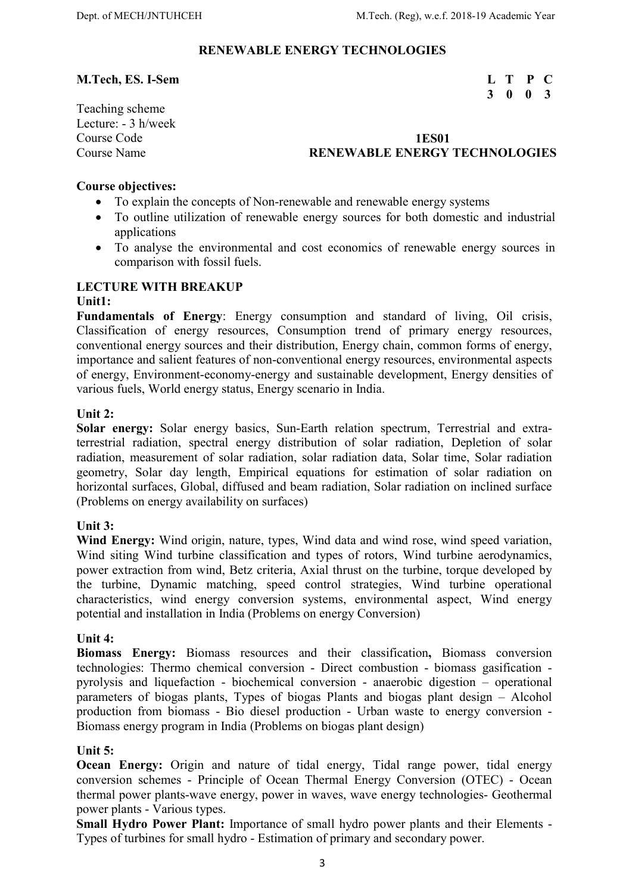# RENEWABLE ENERGY TECHNOLOGIES

**M.Tech, ES. I-Sem**

| L | T | P | C |
|---|---|---|---|
| 3 | 0 | 0 | 3 |

Teaching scheme
Lecture: - 3 h/week

Course Code **1ES01**
Course Name **RENEWABLE ENERGY TECHNOLOGIES**

**Course objectives:**

- To explain the concepts of Non-renewable and renewable energy systems
- To outline utilization of renewable energy sources for both domestic and industrial applications
- To analyse the environmental and cost economics of renewable energy sources in comparison with fossil fuels.

**LECTURE WITH BREAKUP**

**Unit1:**

**Fundamentals of Energy**: Energy consumption and standard of living, Oil crisis, Classification of energy resources, Consumption trend of primary energy resources, conventional energy sources and their distribution, Energy chain, common forms of energy, importance and salient features of non-conventional energy resources, environmental aspects of energy, Environment-economy-energy and sustainable development, Energy densities of various fuels, World energy status, Energy scenario in India.

**Unit 2:**

**Solar energy:** Solar energy basics, Sun-Earth relation spectrum, Terrestrial and extra-terrestrial radiation, spectral energy distribution of solar radiation, Depletion of solar radiation, measurement of solar radiation, solar radiation data, Solar time, Solar radiation geometry, Solar day length, Empirical equations for estimation of solar radiation on horizontal surfaces, Global, diffused and beam radiation, Solar radiation on inclined surface (Problems on energy availability on surfaces)

**Unit 3:**

**Wind Energy:** Wind origin, nature, types, Wind data and wind rose, wind speed variation, Wind siting Wind turbine classification and types of rotors, Wind turbine aerodynamics, power extraction from wind, Betz criteria, Axial thrust on the turbine, torque developed by the turbine, Dynamic matching, speed control strategies, Wind turbine operational characteristics, wind energy conversion systems, environmental aspect, Wind energy potential and installation in India (Problems on energy Conversion)

**Unit 4:**

**Biomass Energy:** Biomass resources and their classification**,** Biomass conversion technologies: Thermo chemical conversion - Direct combustion - biomass gasification - pyrolysis and liquefaction - biochemical conversion - anaerobic digestion – operational parameters of biogas plants, Types of biogas Plants and biogas plant design – Alcohol production from biomass - Bio diesel production - Urban waste to energy conversion - Biomass energy program in India (Problems on biogas plant design)

**Unit 5:**

**Ocean Energy:** Origin and nature of tidal energy, Tidal range power, tidal energy conversion schemes - Principle of Ocean Thermal Energy Conversion (OTEC) - Ocean thermal power plants-wave energy, power in waves, wave energy technologies- Geothermal power plants - Various types.

**Small Hydro Power Plant:** Importance of small hydro power plants and their Elements - Types of turbines for small hydro - Estimation of primary and secondary power.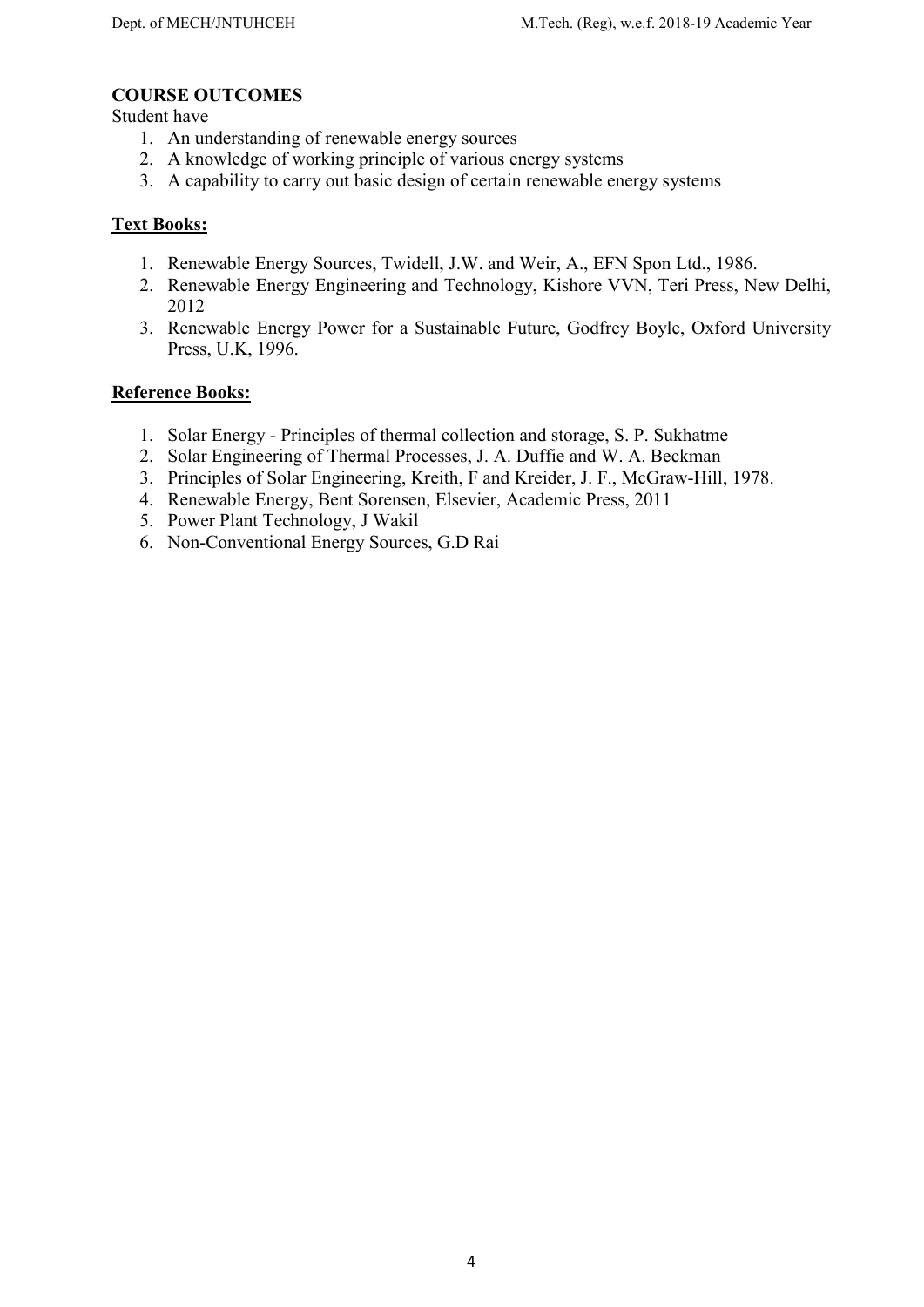**COURSE OUTCOMES**

Student have

1. An understanding of renewable energy sources
2. A knowledge of working principle of various energy systems
3. A capability to carry out basic design of certain renewable energy systems

**Text Books:**

1. Renewable Energy Sources, Twidell, J.W. and Weir, A., EFN Spon Ltd., 1986.
2. Renewable Energy Engineering and Technology, Kishore VVN, Teri Press, New Delhi, 2012
3. Renewable Energy Power for a Sustainable Future, Godfrey Boyle, Oxford University Press, U.K, 1996.

**Reference Books:**

1. Solar Energy - Principles of thermal collection and storage, S. P. Sukhatme
2. Solar Engineering of Thermal Processes, J. A. Duffie and W. A. Beckman
3. Principles of Solar Engineering, Kreith, F and Kreider, J. F., McGraw-Hill, 1978.
4. Renewable Energy, Bent Sorensen, Elsevier, Academic Press, 2011
5. Power Plant Technology, J Wakil
6. Non-Conventional Energy Sources, G.D Rai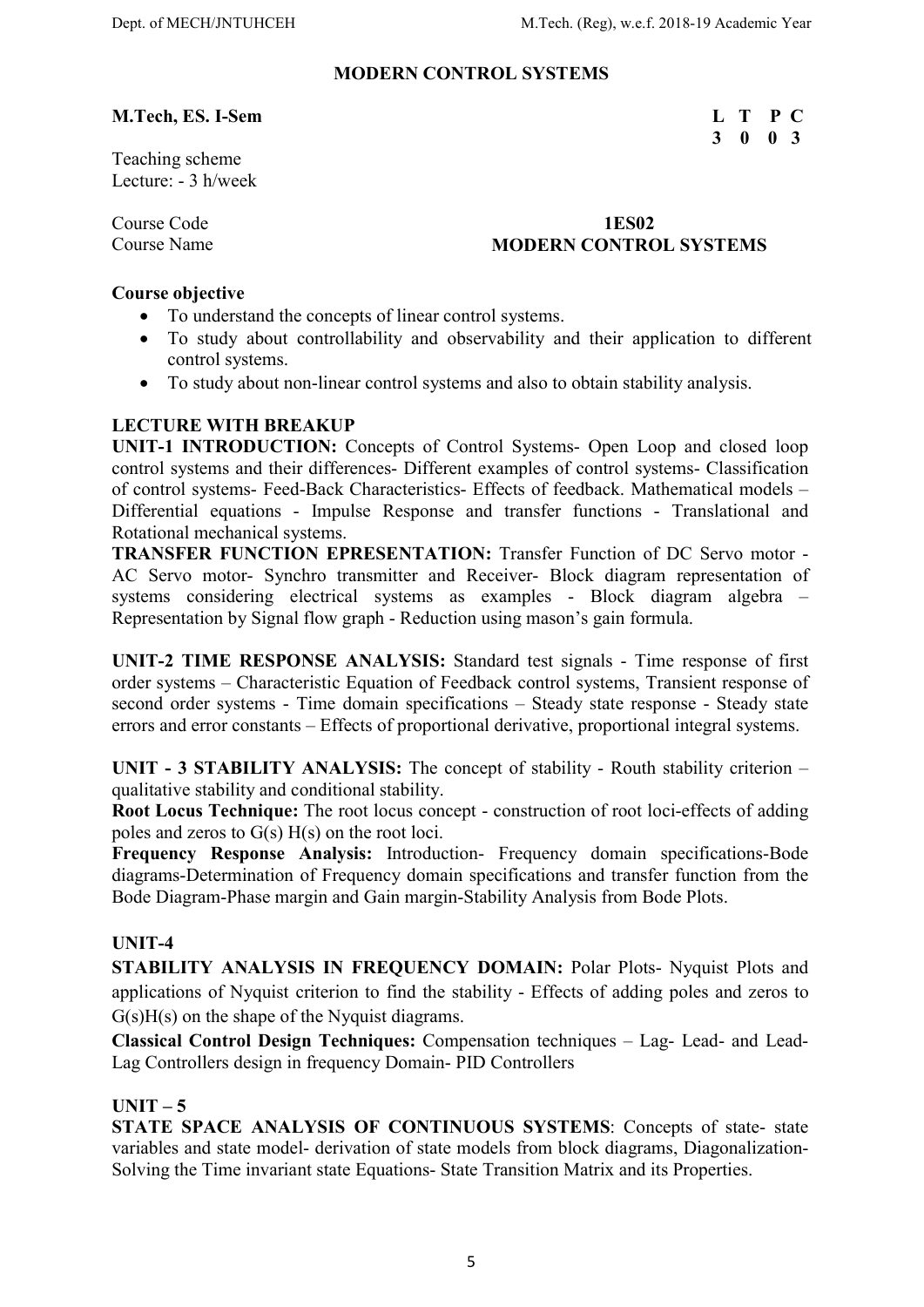## MODERN CONTROL SYSTEMS

**M.Tech, ES. I-Sem**

| L | T | P | C |
|---|---|---|---|
| 3 | 0 | 0 | 3 |

Teaching scheme
Lecture: - 3 h/week

Course Code **1ES02**
Course Name **MODERN CONTROL SYSTEMS**

**Course objective**

- To understand the concepts of linear control systems.
- To study about controllability and observability and their application to different control systems.
- To study about non-linear control systems and also to obtain stability analysis.

**LECTURE WITH BREAKUP**

**UNIT-1 INTRODUCTION:** Concepts of Control Systems- Open Loop and closed loop control systems and their differences- Different examples of control systems- Classification of control systems- Feed-Back Characteristics- Effects of feedback. Mathematical models – Differential equations - Impulse Response and transfer functions - Translational and Rotational mechanical systems.

**TRANSFER FUNCTION EPRESENTATION:** Transfer Function of DC Servo motor - AC Servo motor- Synchro transmitter and Receiver- Block diagram representation of systems considering electrical systems as examples - Block diagram algebra – Representation by Signal flow graph - Reduction using mason's gain formula.

**UNIT-2 TIME RESPONSE ANALYSIS:** Standard test signals - Time response of first order systems – Characteristic Equation of Feedback control systems, Transient response of second order systems - Time domain specifications – Steady state response - Steady state errors and error constants – Effects of proportional derivative, proportional integral systems.

**UNIT - 3 STABILITY ANALYSIS:** The concept of stability - Routh stability criterion – qualitative stability and conditional stability.

**Root Locus Technique:** The root locus concept - construction of root loci-effects of adding poles and zeros to G(s) H(s) on the root loci.

**Frequency Response Analysis:** Introduction- Frequency domain specifications-Bode diagrams-Determination of Frequency domain specifications and transfer function from the Bode Diagram-Phase margin and Gain margin-Stability Analysis from Bode Plots.

**UNIT-4**

**STABILITY ANALYSIS IN FREQUENCY DOMAIN:** Polar Plots- Nyquist Plots and applications of Nyquist criterion to find the stability - Effects of adding poles and zeros to G(s)H(s) on the shape of the Nyquist diagrams.

**Classical Control Design Techniques:** Compensation techniques – Lag- Lead- and Lead-Lag Controllers design in frequency Domain- PID Controllers

**UNIT – 5**

**STATE SPACE ANALYSIS OF CONTINUOUS SYSTEMS**: Concepts of state- state variables and state model- derivation of state models from block diagrams, Diagonalization-Solving the Time invariant state Equations- State Transition Matrix and its Properties.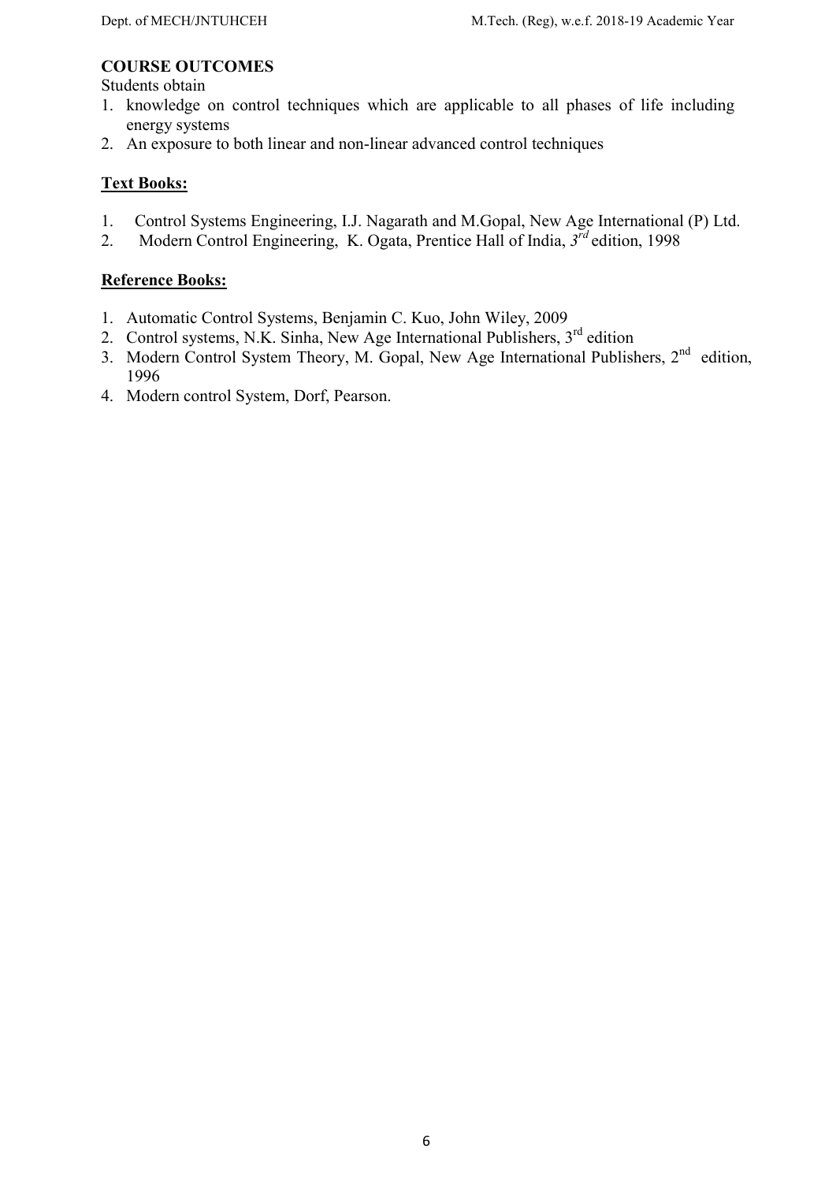**COURSE OUTCOMES**

Students obtain

1. knowledge on control techniques which are applicable to all phases of life including energy systems
2. An exposure to both linear and non-linear advanced control techniques

**Text Books:**

1. Control Systems Engineering, I.J. Nagarath and M.Gopal, New Age International (P) Ltd.
2. Modern Control Engineering, K. Ogata, Prentice Hall of India, *3rd* edition, 1998

**Reference Books:**

1. Automatic Control Systems, Benjamin C. Kuo, John Wiley, 2009
2. Control systems, N.K. Sinha, New Age International Publishers, 3rd edition
3. Modern Control System Theory, M. Gopal, New Age International Publishers, 2nd edition, 1996
4. Modern control System, Dorf, Pearson.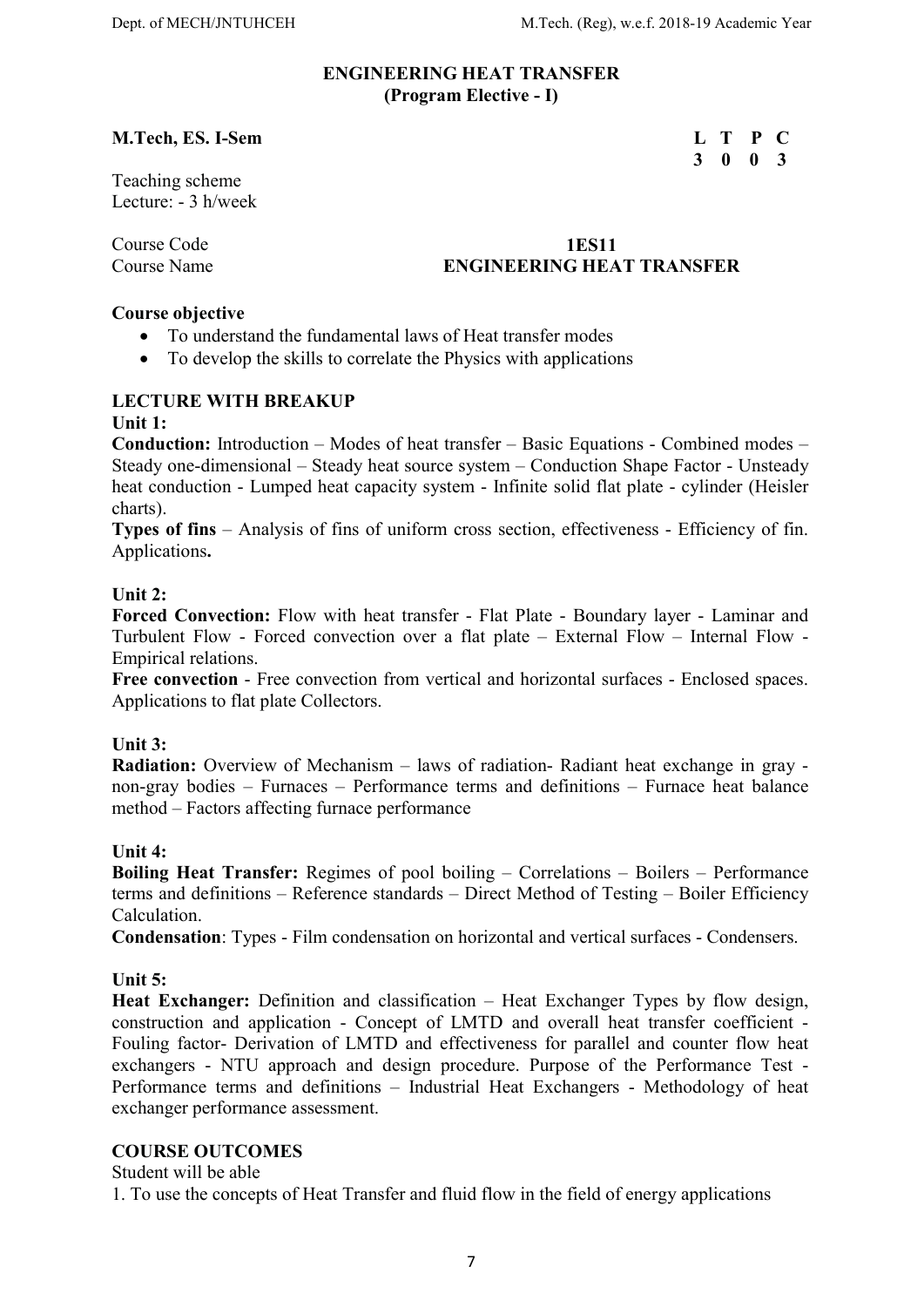## ENGINEERING HEAT TRANSFER
## (Program Elective - I)

**M.Tech, ES. I-Sem**

| L | T | P | C |
|---|---|---|---|
| 3 | 0 | 0 | 3 |

Teaching scheme
Lecture: - 3 h/week

Course Code **1ES11**
Course Name **ENGINEERING HEAT TRANSFER**

**Course objective**

- To understand the fundamental laws of Heat transfer modes
- To develop the skills to correlate the Physics with applications

**LECTURE WITH BREAKUP**

**Unit 1:**

**Conduction:** Introduction – Modes of heat transfer – Basic Equations - Combined modes – Steady one-dimensional – Steady heat source system – Conduction Shape Factor - Unsteady heat conduction - Lumped heat capacity system - Infinite solid flat plate - cylinder (Heisler charts).

**Types of fins** – Analysis of fins of uniform cross section, effectiveness - Efficiency of fin. Applications**.**

**Unit 2:**

**Forced Convection:** Flow with heat transfer - Flat Plate - Boundary layer - Laminar and Turbulent Flow - Forced convection over a flat plate – External Flow – Internal Flow - Empirical relations.

**Free convection** - Free convection from vertical and horizontal surfaces - Enclosed spaces. Applications to flat plate Collectors.

**Unit 3:**

**Radiation:** Overview of Mechanism – laws of radiation- Radiant heat exchange in gray - non-gray bodies – Furnaces – Performance terms and definitions – Furnace heat balance method – Factors affecting furnace performance

**Unit 4:**

**Boiling Heat Transfer:** Regimes of pool boiling – Correlations – Boilers – Performance terms and definitions – Reference standards – Direct Method of Testing – Boiler Efficiency Calculation.

**Condensation**: Types - Film condensation on horizontal and vertical surfaces - Condensers.

**Unit 5:**

**Heat Exchanger:** Definition and classification – Heat Exchanger Types by flow design, construction and application - Concept of LMTD and overall heat transfer coefficient - Fouling factor- Derivation of LMTD and effectiveness for parallel and counter flow heat exchangers - NTU approach and design procedure. Purpose of the Performance Test - Performance terms and definitions – Industrial Heat Exchangers - Methodology of heat exchanger performance assessment.

**COURSE OUTCOMES**

Student will be able

1. To use the concepts of Heat Transfer and fluid flow in the field of energy applications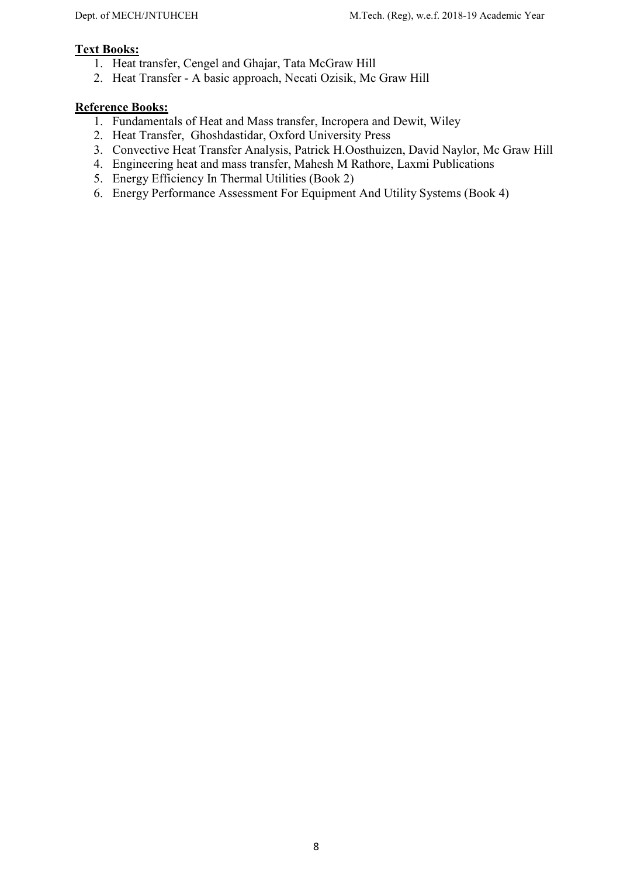**Text Books:**

1. Heat transfer, Cengel and Ghajar, Tata McGraw Hill
2. Heat Transfer - A basic approach, Necati Ozisik, Mc Graw Hill

**Reference Books:**

1. Fundamentals of Heat and Mass transfer, Incropera and Dewit, Wiley
2. Heat Transfer, Ghoshdastidar, Oxford University Press
3. Convective Heat Transfer Analysis, Patrick H.Oosthuizen, David Naylor, Mc Graw Hill
4. Engineering heat and mass transfer, Mahesh M Rathore, Laxmi Publications
5. Energy Efficiency In Thermal Utilities (Book 2)
6. Energy Performance Assessment For Equipment And Utility Systems (Book 4)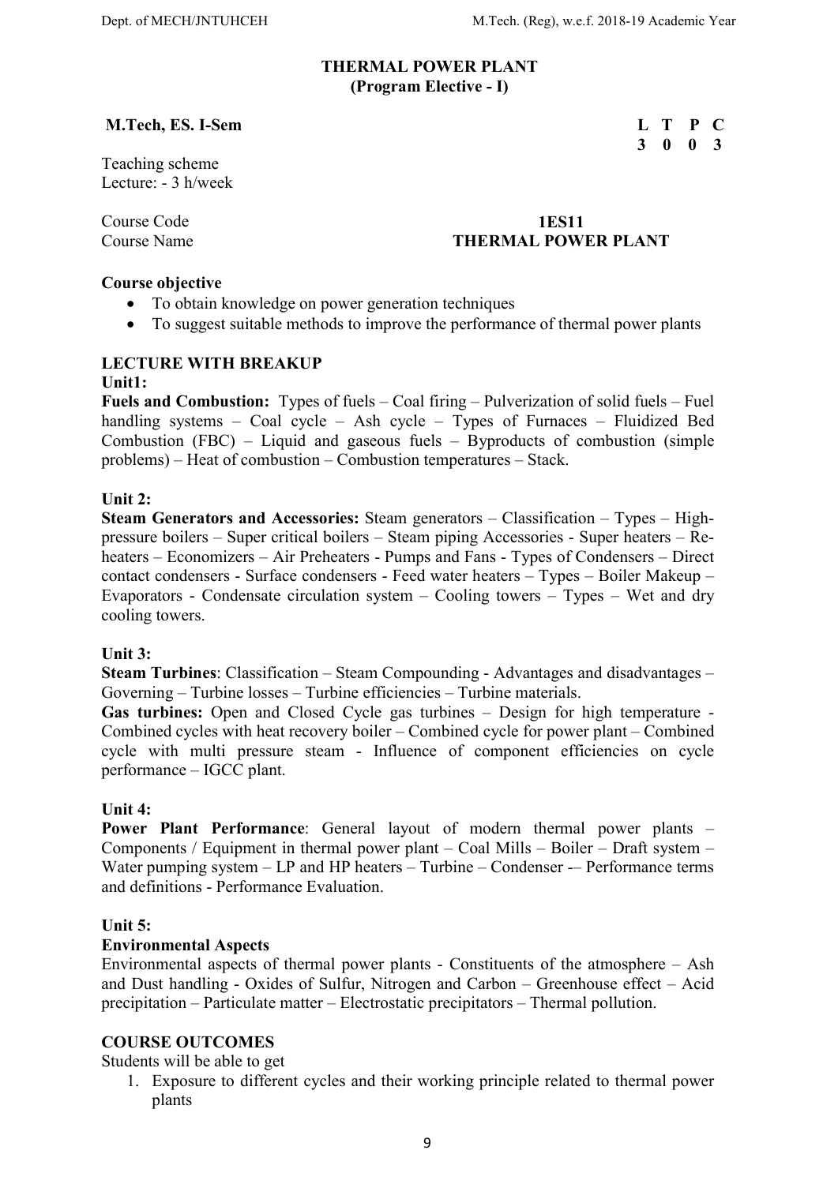## THERMAL POWER PLANT
### (Program Elective - I)

**M.Tech, ES. I-Sem**

| L | T | P | C |
|---|---|---|---|
| 3 | 0 | 0 | 3 |

Teaching scheme
Lecture: - 3 h/week

Course Code **1ES11**
Course Name **THERMAL POWER PLANT**

**Course objective**

- To obtain knowledge on power generation techniques
- To suggest suitable methods to improve the performance of thermal power plants

**LECTURE WITH BREAKUP**

**Unit1:**

**Fuels and Combustion:** Types of fuels – Coal firing – Pulverization of solid fuels – Fuel handling systems – Coal cycle – Ash cycle – Types of Furnaces – Fluidized Bed Combustion (FBC) – Liquid and gaseous fuels – Byproducts of combustion (simple problems) – Heat of combustion – Combustion temperatures – Stack.

**Unit 2:**

**Steam Generators and Accessories:** Steam generators – Classification – Types – High-pressure boilers – Super critical boilers – Steam piping Accessories - Super heaters – Re-heaters – Economizers – Air Preheaters - Pumps and Fans - Types of Condensers – Direct contact condensers - Surface condensers - Feed water heaters – Types – Boiler Makeup – Evaporators - Condensate circulation system – Cooling towers – Types – Wet and dry cooling towers.

**Unit 3:**

**Steam Turbines**: Classification – Steam Compounding - Advantages and disadvantages – Governing – Turbine losses – Turbine efficiencies – Turbine materials.

**Gas turbines:** Open and Closed Cycle gas turbines – Design for high temperature - Combined cycles with heat recovery boiler – Combined cycle for power plant – Combined cycle with multi pressure steam - Influence of component efficiencies on cycle performance – IGCC plant.

**Unit 4:**

**Power Plant Performance**: General layout of modern thermal power plants – Components / Equipment in thermal power plant – Coal Mills – Boiler – Draft system – Water pumping system – LP and HP heaters – Turbine – Condenser -– Performance terms and definitions - Performance Evaluation.

**Unit 5:**

**Environmental Aspects**

Environmental aspects of thermal power plants - Constituents of the atmosphere – Ash and Dust handling - Oxides of Sulfur, Nitrogen and Carbon – Greenhouse effect – Acid precipitation – Particulate matter – Electrostatic precipitators – Thermal pollution.

**COURSE OUTCOMES**

Students will be able to get

1. Exposure to different cycles and their working principle related to thermal power plants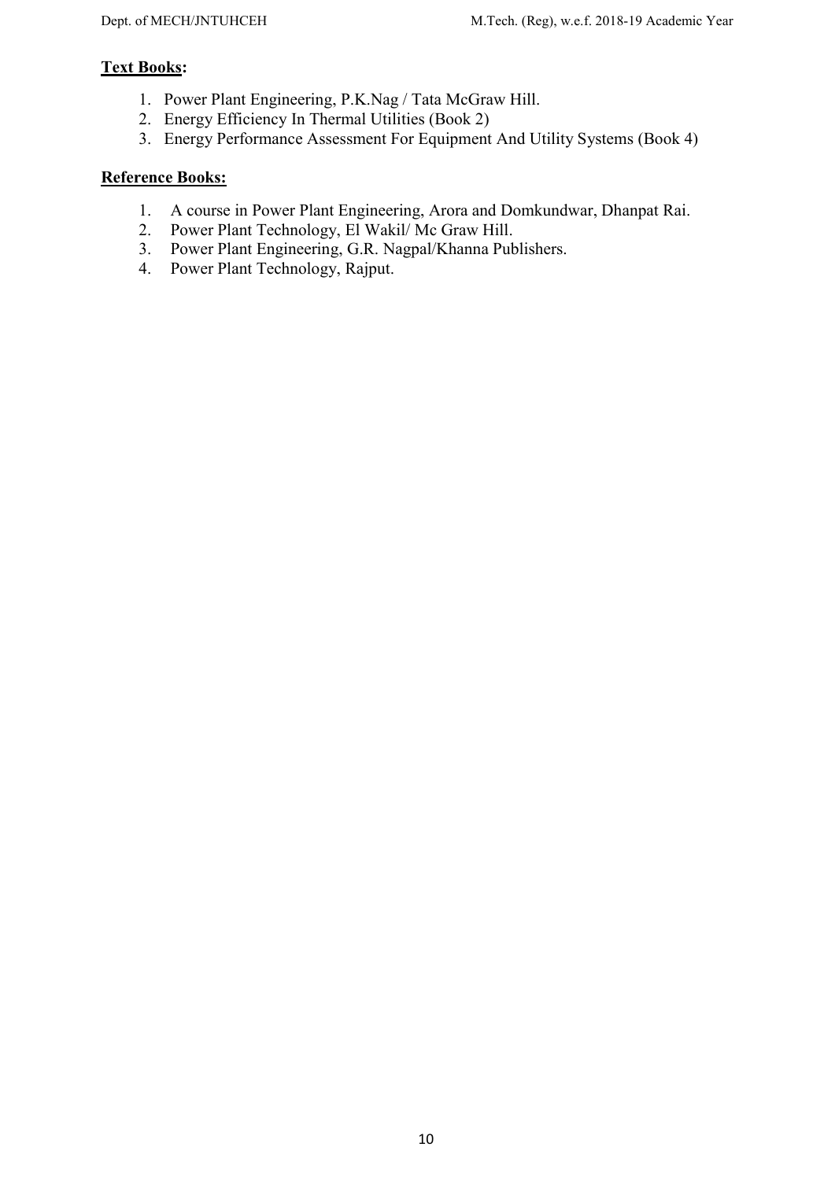**Text Books:**

1. Power Plant Engineering, P.K.Nag / Tata McGraw Hill.
2. Energy Efficiency In Thermal Utilities (Book 2)
3. Energy Performance Assessment For Equipment And Utility Systems (Book 4)

**Reference Books:**

1. A course in Power Plant Engineering, Arora and Domkundwar, Dhanpat Rai.
2. Power Plant Technology, El Wakil/ Mc Graw Hill.
3. Power Plant Engineering, G.R. Nagpal/Khanna Publishers.
4. Power Plant Technology, Rajput.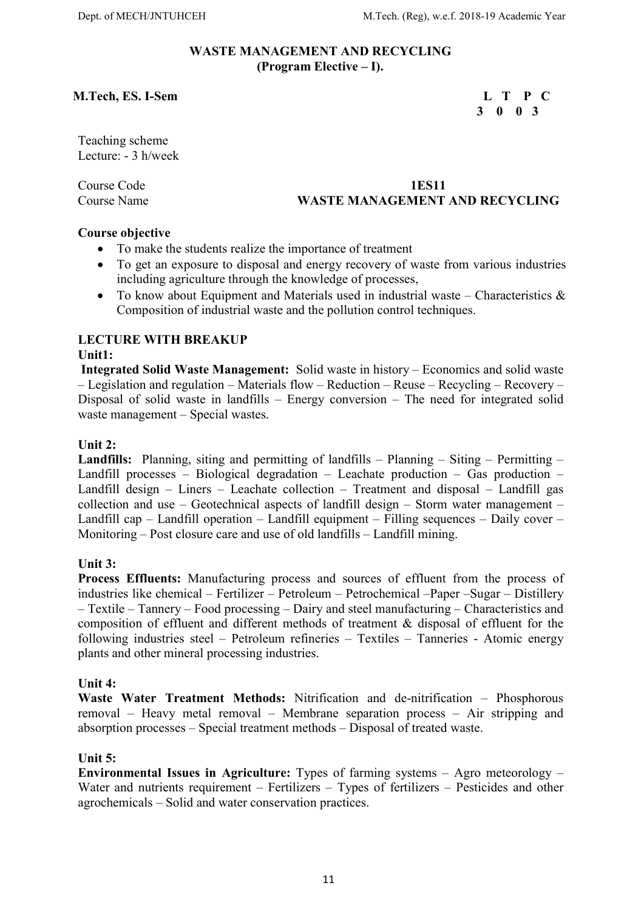## WASTE MANAGEMENT AND RECYCLING
### (Program Elective – I).

**M.Tech, ES. I-Sem**

| L | T | P | C |
|---|---|---|---|
| 3 | 0 | 0 | 3 |

Teaching scheme
Lecture: - 3 h/week

| | |
|---|---|
| Course Code | **1ES11** |
| Course Name | **WASTE MANAGEMENT AND RECYCLING** |

**Course objective**

- To make the students realize the importance of treatment
- To get an exposure to disposal and energy recovery of waste from various industries including agriculture through the knowledge of processes,
- To know about Equipment and Materials used in industrial waste – Characteristics & Composition of industrial waste and the pollution control techniques.

**LECTURE WITH BREAKUP**

**Unit1:**

**Integrated Solid Waste Management:** Solid waste in history – Economics and solid waste – Legislation and regulation – Materials flow – Reduction – Reuse – Recycling – Recovery – Disposal of solid waste in landfills – Energy conversion – The need for integrated solid waste management – Special wastes.

**Unit 2:**

**Landfills:** Planning, siting and permitting of landfills – Planning – Siting – Permitting – Landfill processes – Biological degradation – Leachate production – Gas production – Landfill design – Liners – Leachate collection – Treatment and disposal – Landfill gas collection and use – Geotechnical aspects of landfill design – Storm water management – Landfill cap – Landfill operation – Landfill equipment – Filling sequences – Daily cover – Monitoring – Post closure care and use of old landfills – Landfill mining.

**Unit 3:**

**Process Effluents:** Manufacturing process and sources of effluent from the process of industries like chemical – Fertilizer – Petroleum – Petrochemical –Paper –Sugar – Distillery – Textile – Tannery – Food processing – Dairy and steel manufacturing – Characteristics and composition of effluent and different methods of treatment & disposal of effluent for the following industries steel – Petroleum refineries – Textiles – Tanneries - Atomic energy plants and other mineral processing industries.

**Unit 4:**

**Waste Water Treatment Methods:** Nitrification and de-nitrification – Phosphorous removal – Heavy metal removal – Membrane separation process – Air stripping and absorption processes – Special treatment methods – Disposal of treated waste.

**Unit 5:**

**Environmental Issues in Agriculture:** Types of farming systems – Agro meteorology – Water and nutrients requirement – Fertilizers – Types of fertilizers – Pesticides and other agrochemicals – Solid and water conservation practices.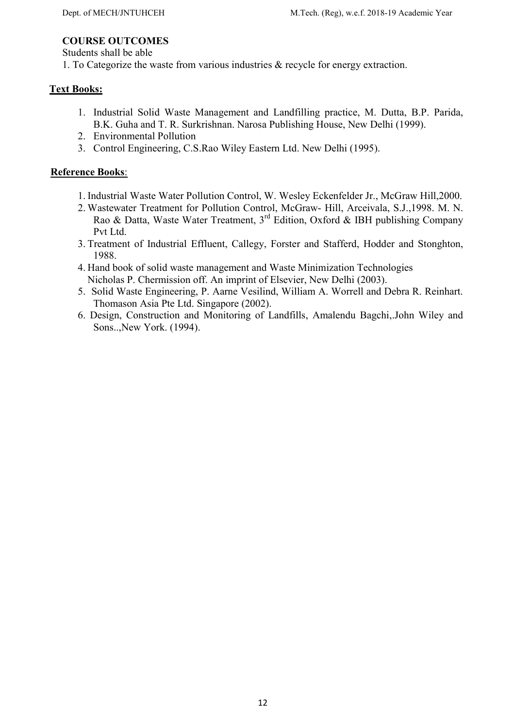**COURSE OUTCOMES**

Students shall be able

1. To Categorize the waste from various industries & recycle for energy extraction.

**Text Books:**

1. Industrial Solid Waste Management and Landfilling practice, M. Dutta, B.P. Parida, B.K. Guha and T. R. Surkrishnan. Narosa Publishing House, New Delhi (1999).
2. Environmental Pollution
3. Control Engineering, C.S.Rao Wiley Eastern Ltd. New Delhi (1995).

**Reference Books**:

1. Industrial Waste Water Pollution Control, W. Wesley Eckenfelder Jr., McGraw Hill,2000.
2. Wastewater Treatment for Pollution Control, McGraw- Hill, Arceivala, S.J.,1998. M. N. Rao & Datta, Waste Water Treatment, 3rd Edition, Oxford & IBH publishing Company Pvt Ltd.
3. Treatment of Industrial Effluent, Callegy, Forster and Stafferd, Hodder and Stonghton, 1988.
4. Hand book of solid waste management and Waste Minimization Technologies Nicholas P. Chermission off. An imprint of Elsevier, New Delhi (2003).
5. Solid Waste Engineering, P. Aarne Vesilind, William A. Worrell and Debra R. Reinhart. Thomason Asia Pte Ltd. Singapore (2002).
6. Design, Construction and Monitoring of Landfills, Amalendu Bagchi,.John Wiley and Sons..,New York. (1994).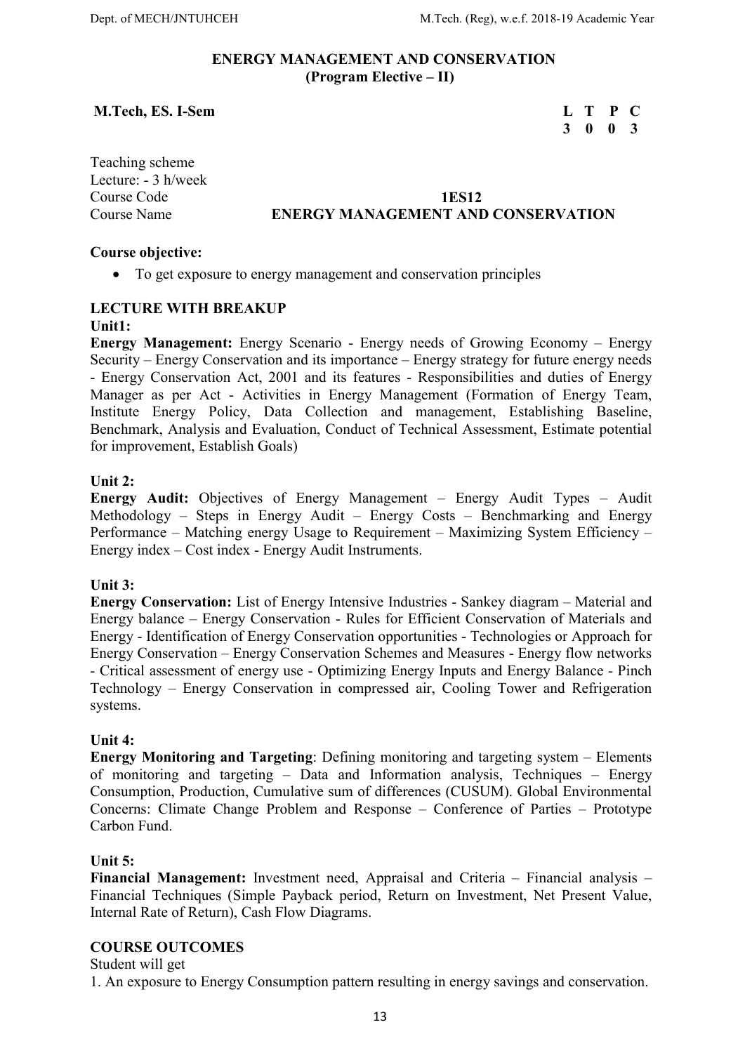## ENERGY MANAGEMENT AND CONSERVATION
### (Program Elective – II)

**M.Tech, ES. I-Sem**

| L | T | P | C |
|---|---|---|---|
| 3 | 0 | 0 | 3 |

Teaching scheme
Lecture: - 3 h/week
Course Code **1ES12**
Course Name **ENERGY MANAGEMENT AND CONSERVATION**

**Course objective:**

- To get exposure to energy management and conservation principles

**LECTURE WITH BREAKUP**

**Unit1:**

**Energy Management:** Energy Scenario - Energy needs of Growing Economy – Energy Security – Energy Conservation and its importance – Energy strategy for future energy needs - Energy Conservation Act, 2001 and its features - Responsibilities and duties of Energy Manager as per Act - Activities in Energy Management (Formation of Energy Team, Institute Energy Policy, Data Collection and management, Establishing Baseline, Benchmark, Analysis and Evaluation, Conduct of Technical Assessment, Estimate potential for improvement, Establish Goals)

**Unit 2:**

**Energy Audit:** Objectives of Energy Management – Energy Audit Types – Audit Methodology – Steps in Energy Audit – Energy Costs – Benchmarking and Energy Performance – Matching energy Usage to Requirement – Maximizing System Efficiency – Energy index – Cost index - Energy Audit Instruments.

**Unit 3:**

**Energy Conservation:** List of Energy Intensive Industries - Sankey diagram – Material and Energy balance – Energy Conservation - Rules for Efficient Conservation of Materials and Energy - Identification of Energy Conservation opportunities - Technologies or Approach for Energy Conservation – Energy Conservation Schemes and Measures - Energy flow networks - Critical assessment of energy use - Optimizing Energy Inputs and Energy Balance - Pinch Technology – Energy Conservation in compressed air, Cooling Tower and Refrigeration systems.

**Unit 4:**

**Energy Monitoring and Targeting**: Defining monitoring and targeting system – Elements of monitoring and targeting – Data and Information analysis, Techniques – Energy Consumption, Production, Cumulative sum of differences (CUSUM). Global Environmental Concerns: Climate Change Problem and Response – Conference of Parties – Prototype Carbon Fund.

**Unit 5:**

**Financial Management:** Investment need, Appraisal and Criteria – Financial analysis – Financial Techniques (Simple Payback period, Return on Investment, Net Present Value, Internal Rate of Return), Cash Flow Diagrams.

**COURSE OUTCOMES**

Student will get

1. An exposure to Energy Consumption pattern resulting in energy savings and conservation.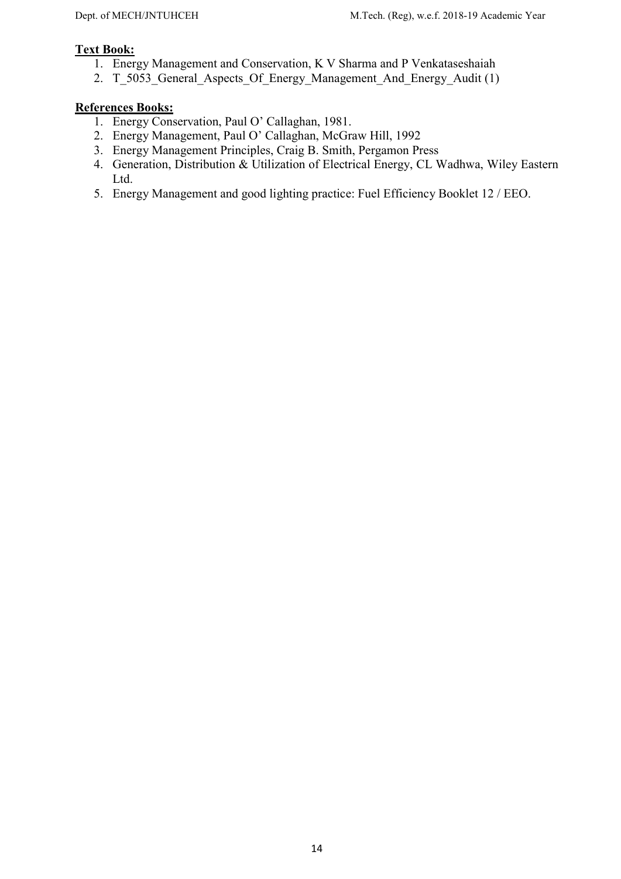**Text Book:**

1. Energy Management and Conservation, K V Sharma and P Venkataseshaiah
2. T_5053_General_Aspects_Of_Energy_Management_And_Energy_Audit (1)

**References Books:**

1. Energy Conservation, Paul O' Callaghan, 1981.
2. Energy Management, Paul O' Callaghan, McGraw Hill, 1992
3. Energy Management Principles, Craig B. Smith, Pergamon Press
4. Generation, Distribution & Utilization of Electrical Energy, CL Wadhwa, Wiley Eastern Ltd.
5. Energy Management and good lighting practice: Fuel Efficiency Booklet 12 / EEO.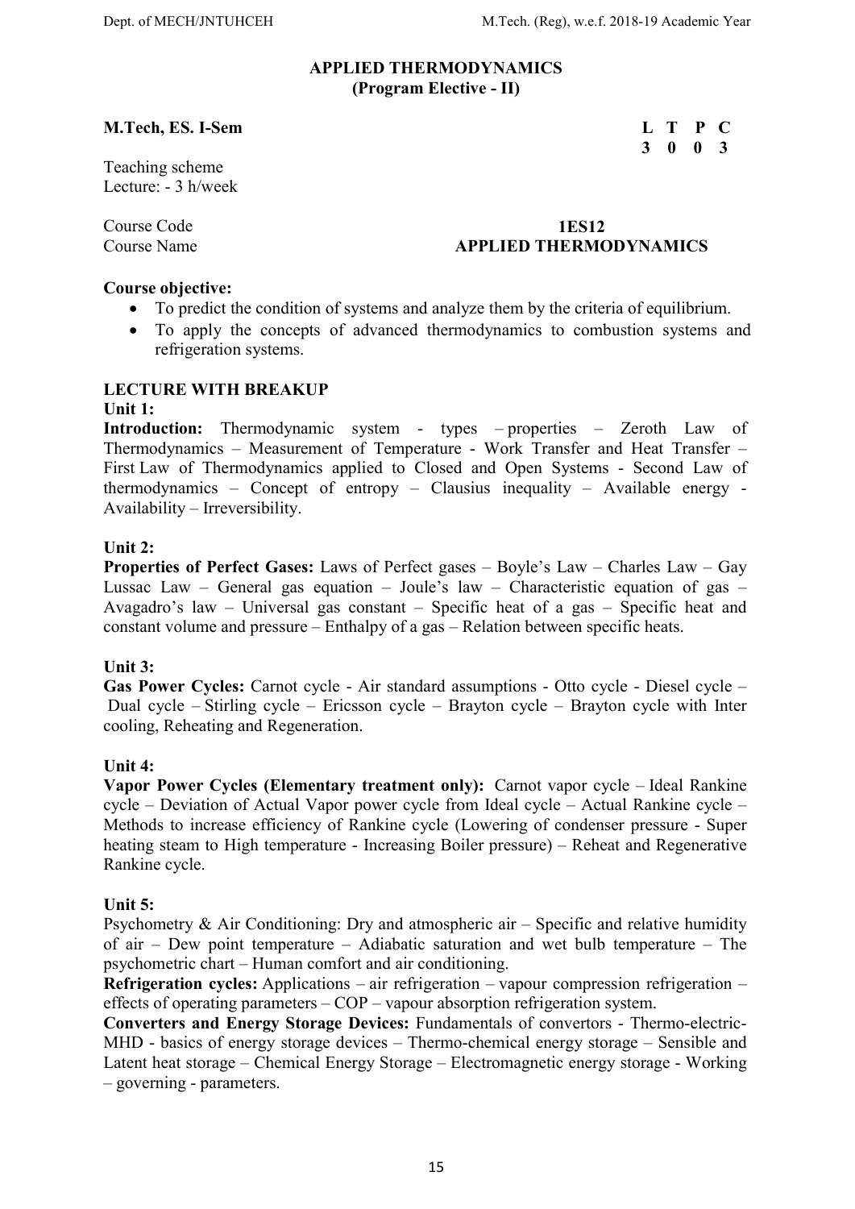## APPLIED THERMODYNAMICS
### (Program Elective - II)

**M.Tech, ES. I-Sem**

| L | T | P | C |
|---|---|---|---|
| 3 | 0 | 0 | 3 |

Teaching scheme
Lecture: - 3 h/week

| | |
|---|---|
| Course Code | **1ES12** |
| Course Name | **APPLIED THERMODYNAMICS** |

**Course objective:**

- To predict the condition of systems and analyze them by the criteria of equilibrium.
- To apply the concepts of advanced thermodynamics to combustion systems and refrigeration systems.

**LECTURE WITH BREAKUP**

**Unit 1:**

**Introduction:** Thermodynamic system - types – properties – Zeroth Law of Thermodynamics – Measurement of Temperature - Work Transfer and Heat Transfer – First Law of Thermodynamics applied to Closed and Open Systems - Second Law of thermodynamics – Concept of entropy – Clausius inequality – Available energy - Availability – Irreversibility.

**Unit 2:**

**Properties of Perfect Gases:** Laws of Perfect gases – Boyle's Law – Charles Law – Gay Lussac Law – General gas equation – Joule's law – Characteristic equation of gas – Avagadro's law – Universal gas constant – Specific heat of a gas – Specific heat and constant volume and pressure – Enthalpy of a gas – Relation between specific heats.

**Unit 3:**

**Gas Power Cycles:** Carnot cycle - Air standard assumptions - Otto cycle - Diesel cycle – Dual cycle – Stirling cycle – Ericsson cycle – Brayton cycle – Brayton cycle with Inter cooling, Reheating and Regeneration.

**Unit 4:**

**Vapor Power Cycles (Elementary treatment only):** Carnot vapor cycle – Ideal Rankine cycle – Deviation of Actual Vapor power cycle from Ideal cycle – Actual Rankine cycle – Methods to increase efficiency of Rankine cycle (Lowering of condenser pressure - Super heating steam to High temperature - Increasing Boiler pressure) – Reheat and Regenerative Rankine cycle.

**Unit 5:**

Psychometry & Air Conditioning: Dry and atmospheric air – Specific and relative humidity of air – Dew point temperature – Adiabatic saturation and wet bulb temperature – The psychometric chart – Human comfort and air conditioning.

**Refrigeration cycles:** Applications – air refrigeration – vapour compression refrigeration – effects of operating parameters – COP – vapour absorption refrigeration system.

**Converters and Energy Storage Devices:** Fundamentals of convertors - Thermo-electric- MHD - basics of energy storage devices – Thermo-chemical energy storage – Sensible and Latent heat storage – Chemical Energy Storage – Electromagnetic energy storage - Working – governing - parameters.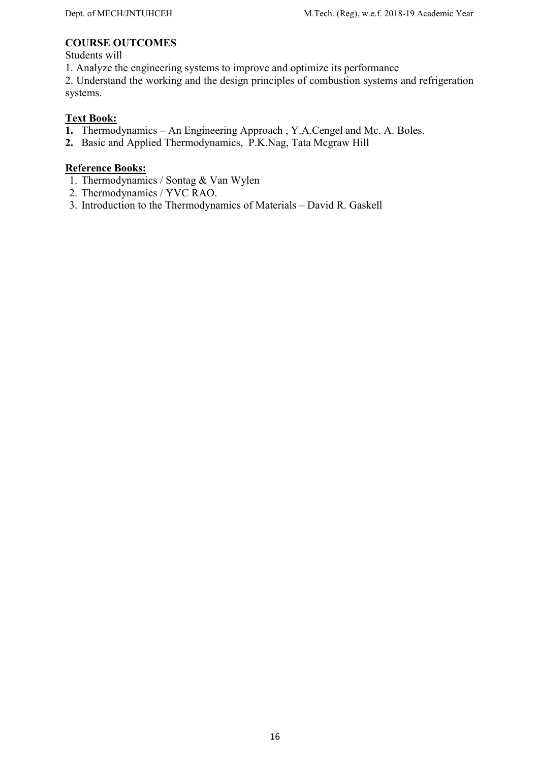**COURSE OUTCOMES**

Students will

1. Analyze the engineering systems to improve and optimize its performance
2. Understand the working and the design principles of combustion systems and refrigeration systems.

**Text Book:**

1. Thermodynamics – An Engineering Approach , Y.A.Cengel and Mc. A. Boles.
2. Basic and Applied Thermodynamics, P.K.Nag, Tata Mcgraw Hill

**Reference Books:**

1. Thermodynamics / Sontag & Van Wylen
2. Thermodynamics / YVC RAO.
3. Introduction to the Thermodynamics of Materials – David R. Gaskell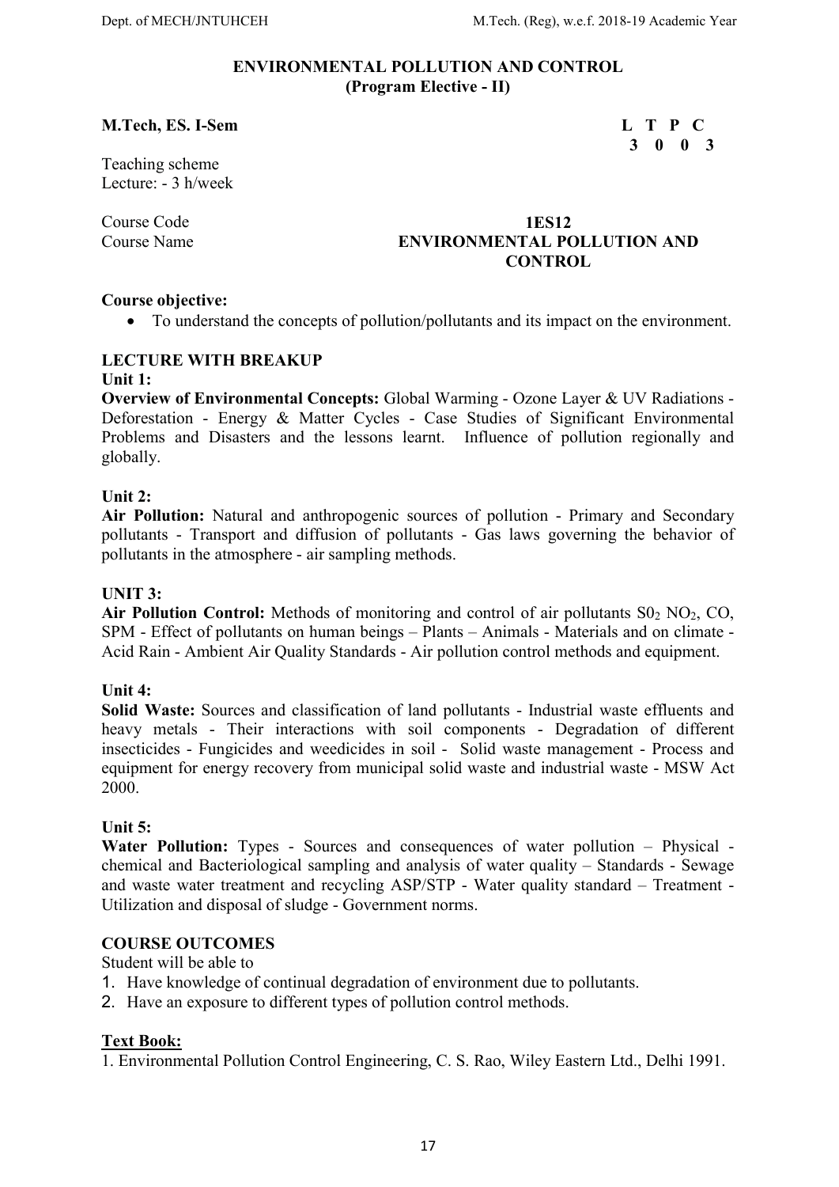## ENVIRONMENTAL POLLUTION AND CONTROL
### (Program Elective - II)

**M.Tech, ES. I-Sem**

| L | T | P | C |
|---|---|---|---|
| 3 | 0 | 0 | 3 |

Teaching scheme
Lecture: - 3 h/week

Course Code **1ES12**
Course Name **ENVIRONMENTAL POLLUTION AND CONTROL**

**Course objective:**

- To understand the concepts of pollution/pollutants and its impact on the environment.

**LECTURE WITH BREAKUP**

**Unit 1:**

**Overview of Environmental Concepts:** Global Warming - Ozone Layer & UV Radiations - Deforestation - Energy & Matter Cycles - Case Studies of Significant Environmental Problems and Disasters and the lessons learnt. Influence of pollution regionally and globally.

**Unit 2:**

**Air Pollution:** Natural and anthropogenic sources of pollution - Primary and Secondary pollutants - Transport and diffusion of pollutants - Gas laws governing the behavior of pollutants in the atmosphere - air sampling methods.

**UNIT 3:**

**Air Pollution Control:** Methods of monitoring and control of air pollutants $S0_2$ $NO_2$, CO, SPM - Effect of pollutants on human beings – Plants – Animals - Materials and on climate - Acid Rain - Ambient Air Quality Standards - Air pollution control methods and equipment.

**Unit 4:**

**Solid Waste:** Sources and classification of land pollutants - Industrial waste effluents and heavy metals - Their interactions with soil components - Degradation of different insecticides - Fungicides and weedicides in soil - Solid waste management - Process and equipment for energy recovery from municipal solid waste and industrial waste - MSW Act 2000.

**Unit 5:**

**Water Pollution:** Types - Sources and consequences of water pollution – Physical - chemical and Bacteriological sampling and analysis of water quality – Standards - Sewage and waste water treatment and recycling ASP/STP - Water quality standard – Treatment - Utilization and disposal of sludge - Government norms.

**COURSE OUTCOMES**

Student will be able to

1. Have knowledge of continual degradation of environment due to pollutants.
2. Have an exposure to different types of pollution control methods.

**Text Book:**

1. Environmental Pollution Control Engineering, C. S. Rao, Wiley Eastern Ltd., Delhi 1991.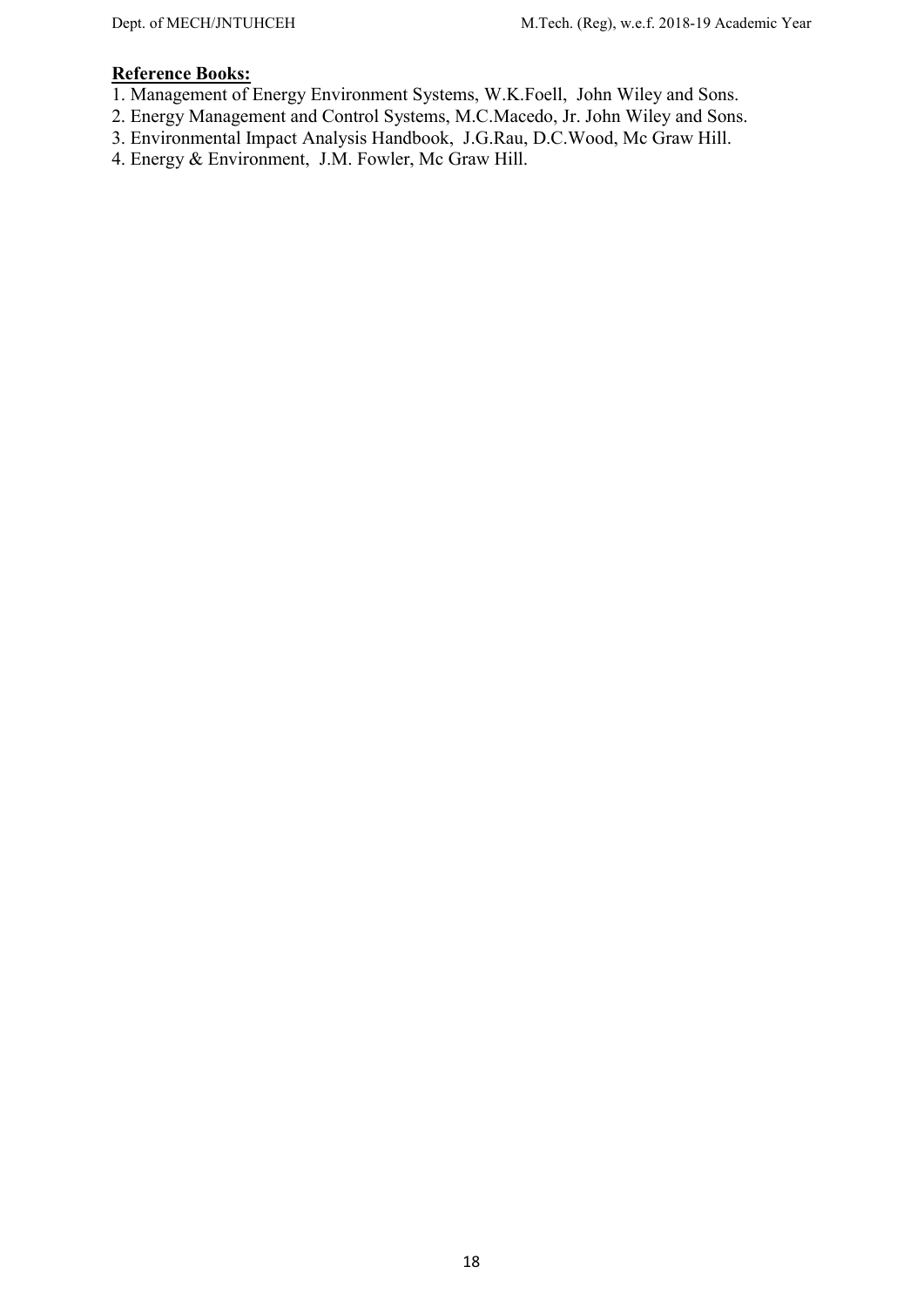**Reference Books:**

1. Management of Energy Environment Systems, W.K.Foell, John Wiley and Sons.
2. Energy Management and Control Systems, M.C.Macedo, Jr. John Wiley and Sons.
3. Environmental Impact Analysis Handbook, J.G.Rau, D.C.Wood, Mc Graw Hill.
4. Energy & Environment, J.M. Fowler, Mc Graw Hill.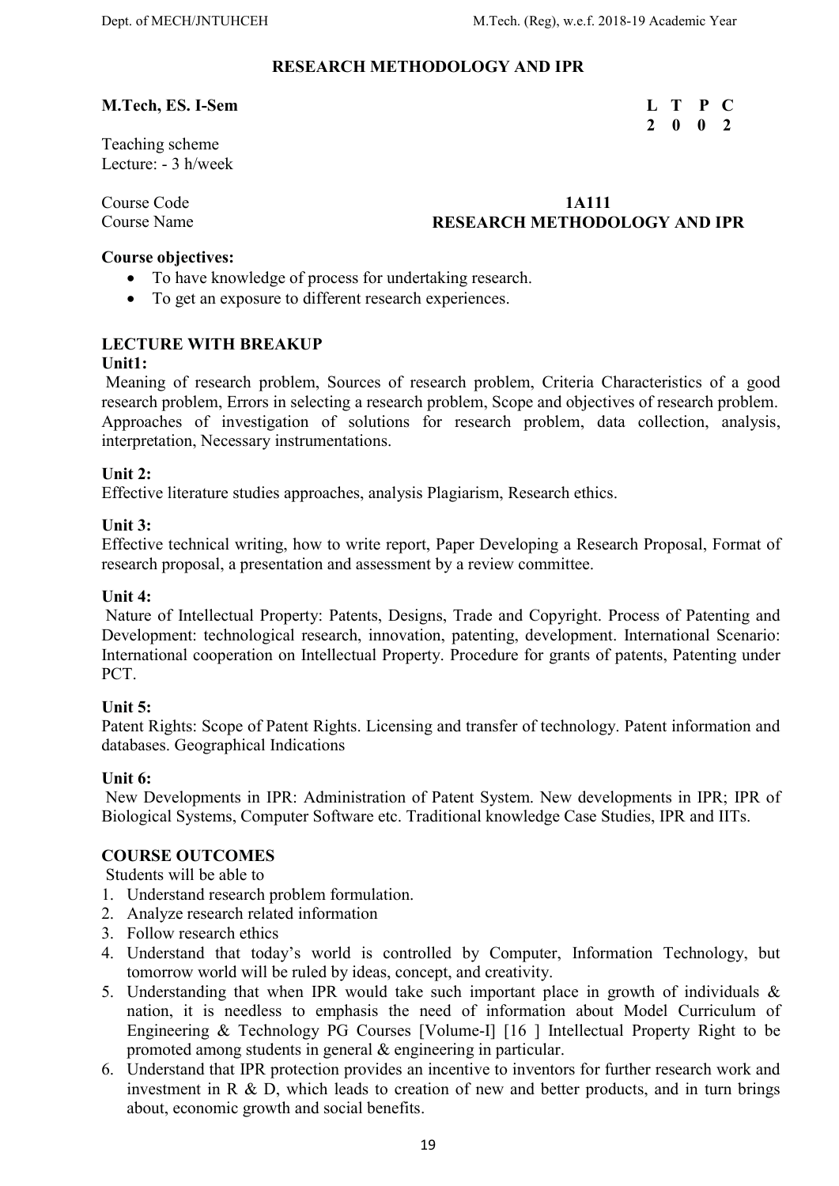## RESEARCH METHODOLOGY AND IPR

**M.Tech, ES. I-Sem**

| L | T | P | C |
|---|---|---|---|
| 2 | 0 | 0 | 2 |

Teaching scheme
Lecture: - 3 h/week

Course Code **1A111**
Course Name **RESEARCH METHODOLOGY AND IPR**

**Course objectives:**

- To have knowledge of process for undertaking research.
- To get an exposure to different research experiences.

**LECTURE WITH BREAKUP**

**Unit1:**

Meaning of research problem, Sources of research problem, Criteria Characteristics of a good research problem, Errors in selecting a research problem, Scope and objectives of research problem. Approaches of investigation of solutions for research problem, data collection, analysis, interpretation, Necessary instrumentations.

**Unit 2:**

Effective literature studies approaches, analysis Plagiarism, Research ethics.

**Unit 3:**

Effective technical writing, how to write report, Paper Developing a Research Proposal, Format of research proposal, a presentation and assessment by a review committee.

**Unit 4:**

Nature of Intellectual Property: Patents, Designs, Trade and Copyright. Process of Patenting and Development: technological research, innovation, patenting, development. International Scenario: International cooperation on Intellectual Property. Procedure for grants of patents, Patenting under PCT.

**Unit 5:**

Patent Rights: Scope of Patent Rights. Licensing and transfer of technology. Patent information and databases. Geographical Indications

**Unit 6:**

New Developments in IPR: Administration of Patent System. New developments in IPR; IPR of Biological Systems, Computer Software etc. Traditional knowledge Case Studies, IPR and IITs.

**COURSE OUTCOMES**

Students will be able to

1. Understand research problem formulation.
2. Analyze research related information
3. Follow research ethics
4. Understand that today's world is controlled by Computer, Information Technology, but tomorrow world will be ruled by ideas, concept, and creativity.
5. Understanding that when IPR would take such important place in growth of individuals & nation, it is needless to emphasis the need of information about Model Curriculum of Engineering & Technology PG Courses [Volume-I] [16 ] Intellectual Property Right to be promoted among students in general & engineering in particular.
6. Understand that IPR protection provides an incentive to inventors for further research work and investment in R & D, which leads to creation of new and better products, and in turn brings about, economic growth and social benefits.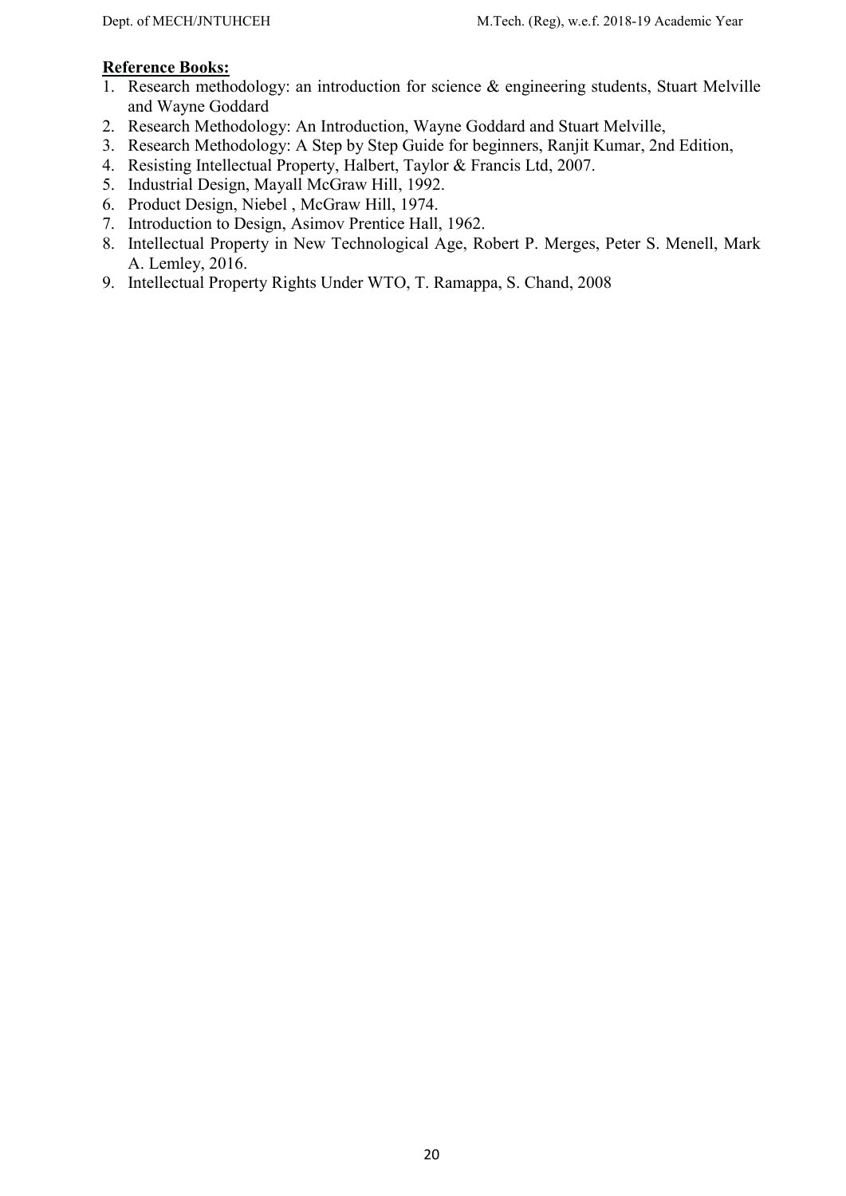**Reference Books:**

1. Research methodology: an introduction for science & engineering students, Stuart Melville and Wayne Goddard
2. Research Methodology: An Introduction, Wayne Goddard and Stuart Melville,
3. Research Methodology: A Step by Step Guide for beginners, Ranjit Kumar, 2nd Edition,
4. Resisting Intellectual Property, Halbert, Taylor & Francis Ltd, 2007.
5. Industrial Design, Mayall McGraw Hill, 1992.
6. Product Design, Niebel , McGraw Hill, 1974.
7. Introduction to Design, Asimov Prentice Hall, 1962.
8. Intellectual Property in New Technological Age, Robert P. Merges, Peter S. Menell, Mark A. Lemley, 2016.
9. Intellectual Property Rights Under WTO, T. Ramappa, S. Chand, 2008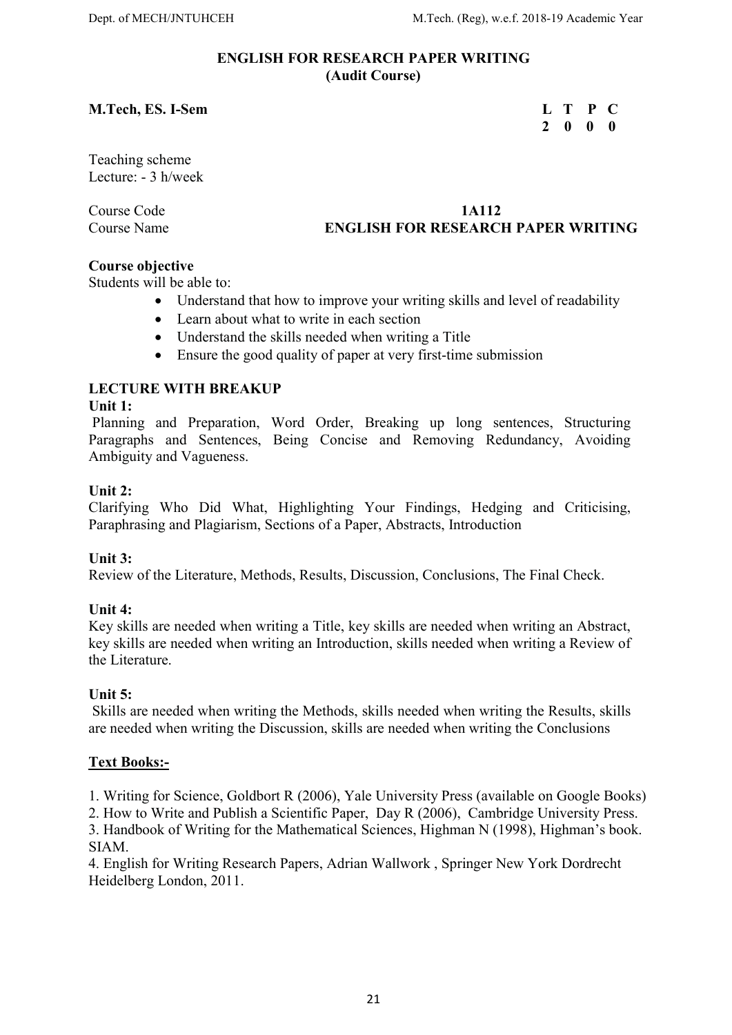# ENGLISH FOR RESEARCH PAPER WRITING
## (Audit Course)

**M.Tech, ES. I-Sem**

| L | T | P | C |
|---|---|---|---|
| 2 | 0 | 0 | 0 |

Teaching scheme
Lecture: - 3 h/week

Course Code **1A112**
Course Name **ENGLISH FOR RESEARCH PAPER WRITING**

**Course objective**
Students will be able to:

- Understand that how to improve your writing skills and level of readability
- Learn about what to write in each section
- Understand the skills needed when writing a Title
- Ensure the good quality of paper at very first-time submission

**LECTURE WITH BREAKUP**

**Unit 1:**
Planning and Preparation, Word Order, Breaking up long sentences, Structuring Paragraphs and Sentences, Being Concise and Removing Redundancy, Avoiding Ambiguity and Vagueness.

**Unit 2:**
Clarifying Who Did What, Highlighting Your Findings, Hedging and Criticising, Paraphrasing and Plagiarism, Sections of a Paper, Abstracts, Introduction

**Unit 3:**
Review of the Literature, Methods, Results, Discussion, Conclusions, The Final Check.

**Unit 4:**
Key skills are needed when writing a Title, key skills are needed when writing an Abstract, key skills are needed when writing an Introduction, skills needed when writing a Review of the Literature.

**Unit 5:**
Skills are needed when writing the Methods, skills needed when writing the Results, skills are needed when writing the Discussion, skills are needed when writing the Conclusions

**Text Books:-**

1. Writing for Science, Goldbort R (2006), Yale University Press (available on Google Books)
2. How to Write and Publish a Scientific Paper, Day R (2006), Cambridge University Press.
3. Handbook of Writing for the Mathematical Sciences, Highman N (1998), Highman's book. SIAM.
4. English for Writing Research Papers, Adrian Wallwork , Springer New York Dordrecht Heidelberg London, 2011.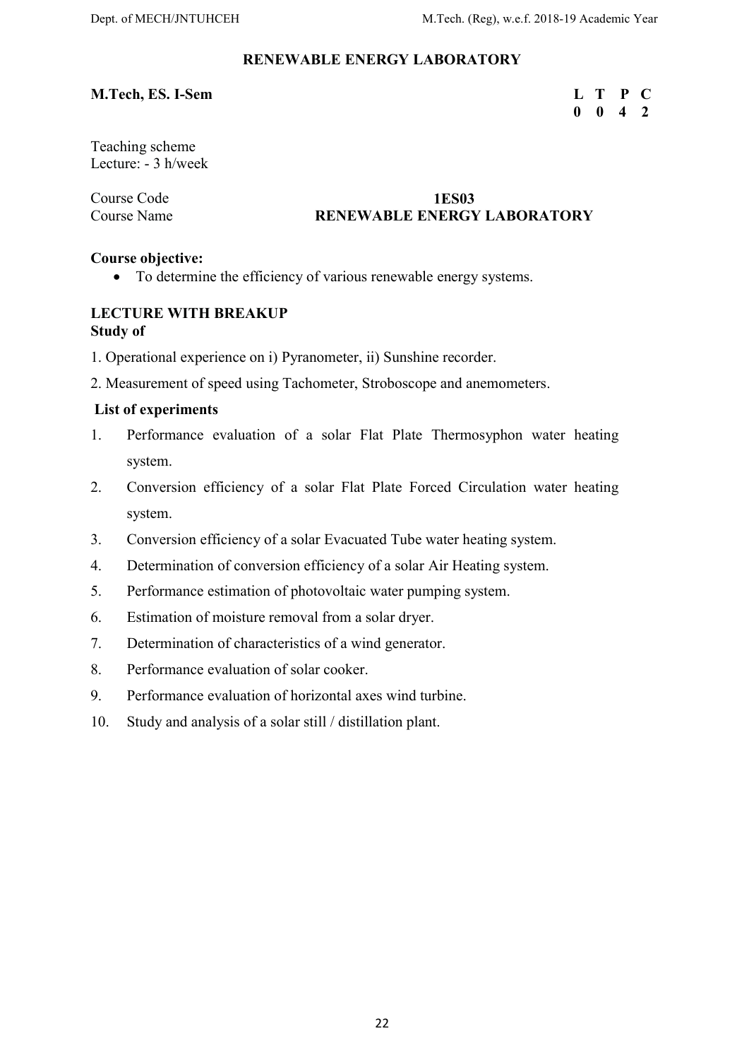## RENEWABLE ENERGY LABORATORY

**M.Tech, ES. I-Sem**

| L | T | P | C |
|---|---|---|---|
| 0 | 0 | 4 | 2 |

Teaching scheme
Lecture: - 3 h/week

| | |
|---|---|
| Course Code | **1ES03** |
| Course Name | **RENEWABLE ENERGY LABORATORY** |

**Course objective:**

- To determine the efficiency of various renewable energy systems.

**LECTURE WITH BREAKUP**
**Study of**

1. Operational experience on i) Pyranometer, ii) Sunshine recorder.
2. Measurement of speed using Tachometer, Stroboscope and anemometers.

**List of experiments**

1. Performance evaluation of a solar Flat Plate Thermosyphon water heating system.
2. Conversion efficiency of a solar Flat Plate Forced Circulation water heating system.
3. Conversion efficiency of a solar Evacuated Tube water heating system.
4. Determination of conversion efficiency of a solar Air Heating system.
5. Performance estimation of photovoltaic water pumping system.
6. Estimation of moisture removal from a solar dryer.
7. Determination of characteristics of a wind generator.
8. Performance evaluation of solar cooker.
9. Performance evaluation of horizontal axes wind turbine.
10. Study and analysis of a solar still / distillation plant.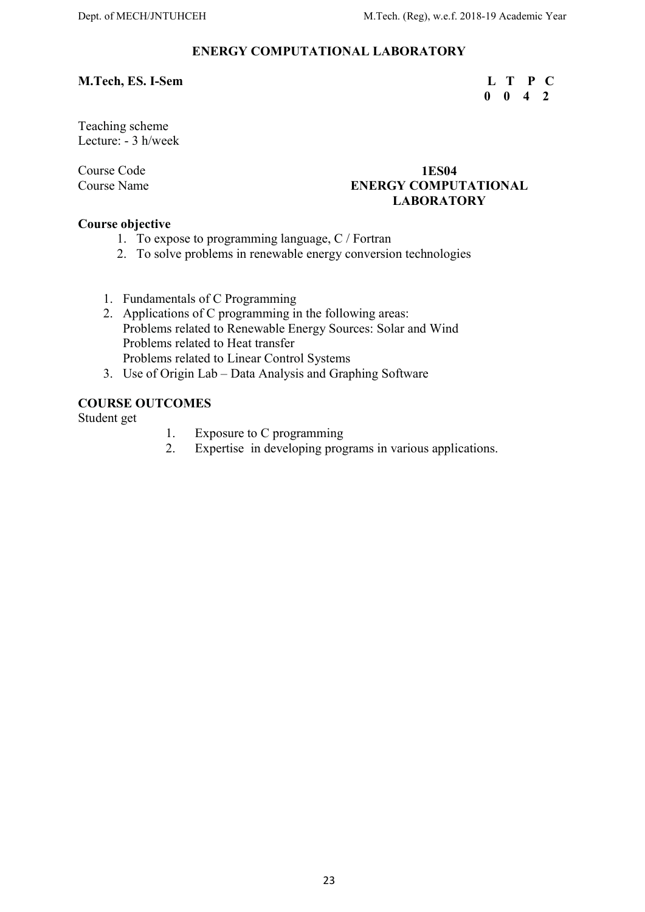## ENERGY COMPUTATIONAL LABORATORY

**M.Tech, ES. I-Sem**

| L | T | P | C |
|---|---|---|---|
| **0** | **0** | **4** | **2** |

Teaching scheme
Lecture: - 3 h/week

Course Code **1ES04**
Course Name **ENERGY COMPUTATIONAL LABORATORY**

**Course objective**

1. To expose to programming language, C / Fortran
2. To solve problems in renewable energy conversion technologies

1. Fundamentals of C Programming
2. Applications of C programming in the following areas:
   Problems related to Renewable Energy Sources: Solar and Wind
   Problems related to Heat transfer
   Problems related to Linear Control Systems
3. Use of Origin Lab – Data Analysis and Graphing Software

**COURSE OUTCOMES**

Student get

1. Exposure to C programming
2. Expertise in developing programs in various applications.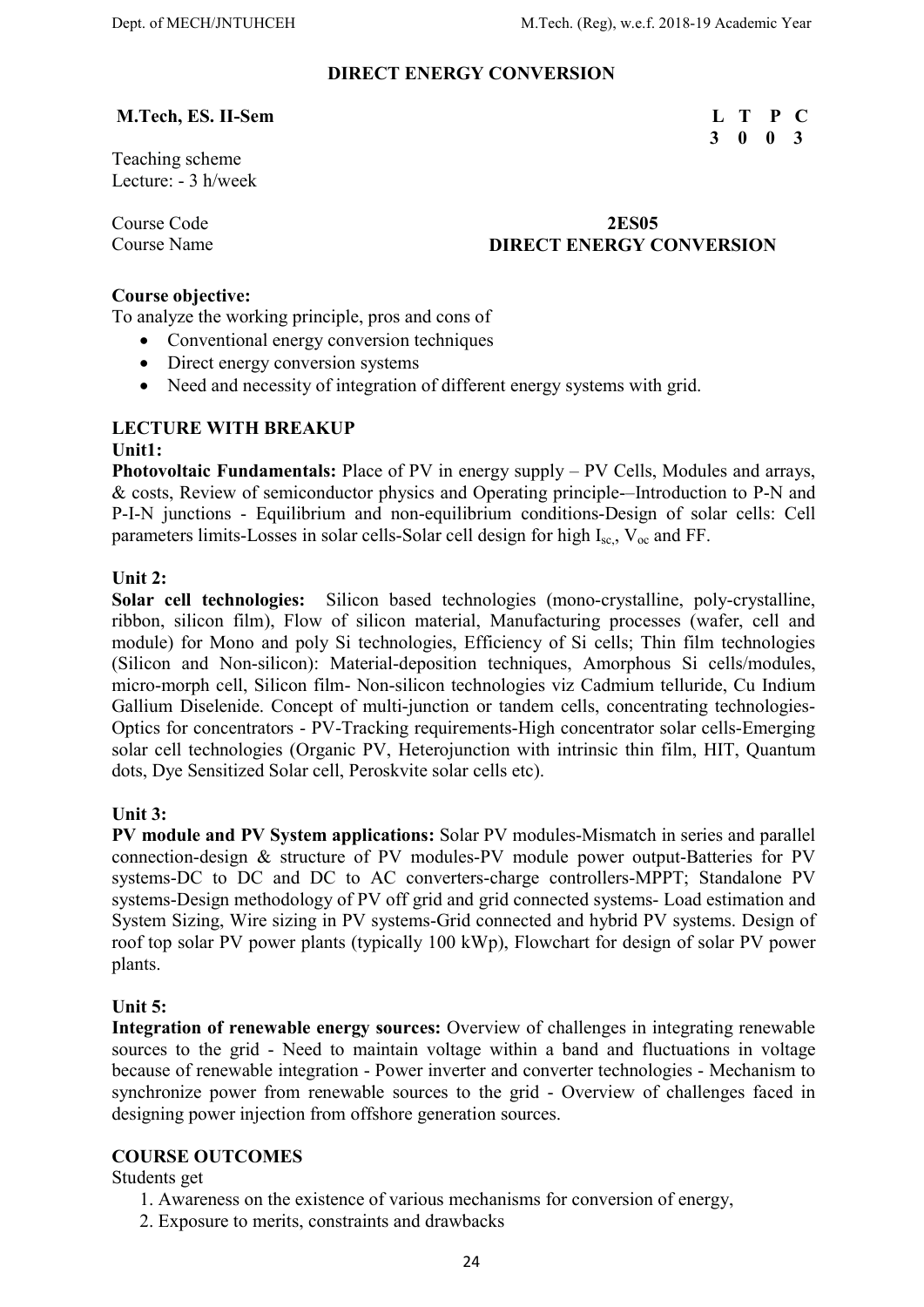## DIRECT ENERGY CONVERSION

**M.Tech, ES. II-Sem**

| L | T | P | C |
|---|---|---|---|
| 3 | 0 | 0 | 3 |

Teaching scheme
Lecture: - 3 h/week

Course Code **2ES05**
Course Name **DIRECT ENERGY CONVERSION**

**Course objective:**
To analyze the working principle, pros and cons of

- Conventional energy conversion techniques
- Direct energy conversion systems
- Need and necessity of integration of different energy systems with grid.

### LECTURE WITH BREAKUP

**Unit1:**

**Photovoltaic Fundamentals:** Place of PV in energy supply – PV Cells, Modules and arrays, & costs, Review of semiconductor physics and Operating principle-–Introduction to P-N and P-I-N junctions - Equilibrium and non-equilibrium conditions-Design of solar cells: Cell parameters limits-Losses in solar cells-Solar cell design for high $I_{sc,}$, $V_{oc}$ and FF.

**Unit 2:**

**Solar cell technologies:** Silicon based technologies (mono-crystalline, poly-crystalline, ribbon, silicon film), Flow of silicon material, Manufacturing processes (wafer, cell and module) for Mono and poly Si technologies, Efficiency of Si cells; Thin film technologies (Silicon and Non-silicon): Material-deposition techniques, Amorphous Si cells/modules, micro-morph cell, Silicon film- Non-silicon technologies viz Cadmium telluride, Cu Indium Gallium Diselenide. Concept of multi-junction or tandem cells, concentrating technologies-Optics for concentrators - PV-Tracking requirements-High concentrator solar cells-Emerging solar cell technologies (Organic PV, Heterojunction with intrinsic thin film, HIT, Quantum dots, Dye Sensitized Solar cell, Peroskvite solar cells etc).

**Unit 3:**

**PV module and PV System applications:** Solar PV modules-Mismatch in series and parallel connection-design & structure of PV modules-PV module power output-Batteries for PV systems-DC to DC and DC to AC converters-charge controllers-MPPT; Standalone PV systems-Design methodology of PV off grid and grid connected systems- Load estimation and System Sizing, Wire sizing in PV systems-Grid connected and hybrid PV systems. Design of roof top solar PV power plants (typically 100 kWp), Flowchart for design of solar PV power plants.

**Unit 5:**

**Integration of renewable energy sources:** Overview of challenges in integrating renewable sources to the grid - Need to maintain voltage within a band and fluctuations in voltage because of renewable integration - Power inverter and converter technologies - Mechanism to synchronize power from renewable sources to the grid - Overview of challenges faced in designing power injection from offshore generation sources.

### COURSE OUTCOMES

Students get

1. Awareness on the existence of various mechanisms for conversion of energy,
2. Exposure to merits, constraints and drawbacks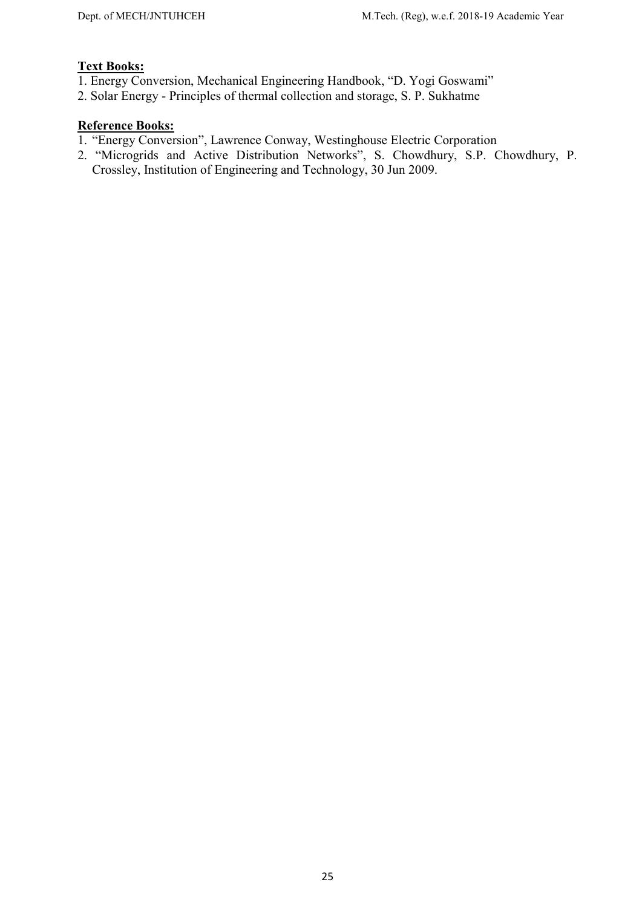**Text Books:**

1. Energy Conversion, Mechanical Engineering Handbook, "D. Yogi Goswami"
2. Solar Energy - Principles of thermal collection and storage, S. P. Sukhatme

**Reference Books:**

1. "Energy Conversion", Lawrence Conway, Westinghouse Electric Corporation
2. "Microgrids and Active Distribution Networks", S. Chowdhury, S.P. Chowdhury, P. Crossley, Institution of Engineering and Technology, 30 Jun 2009.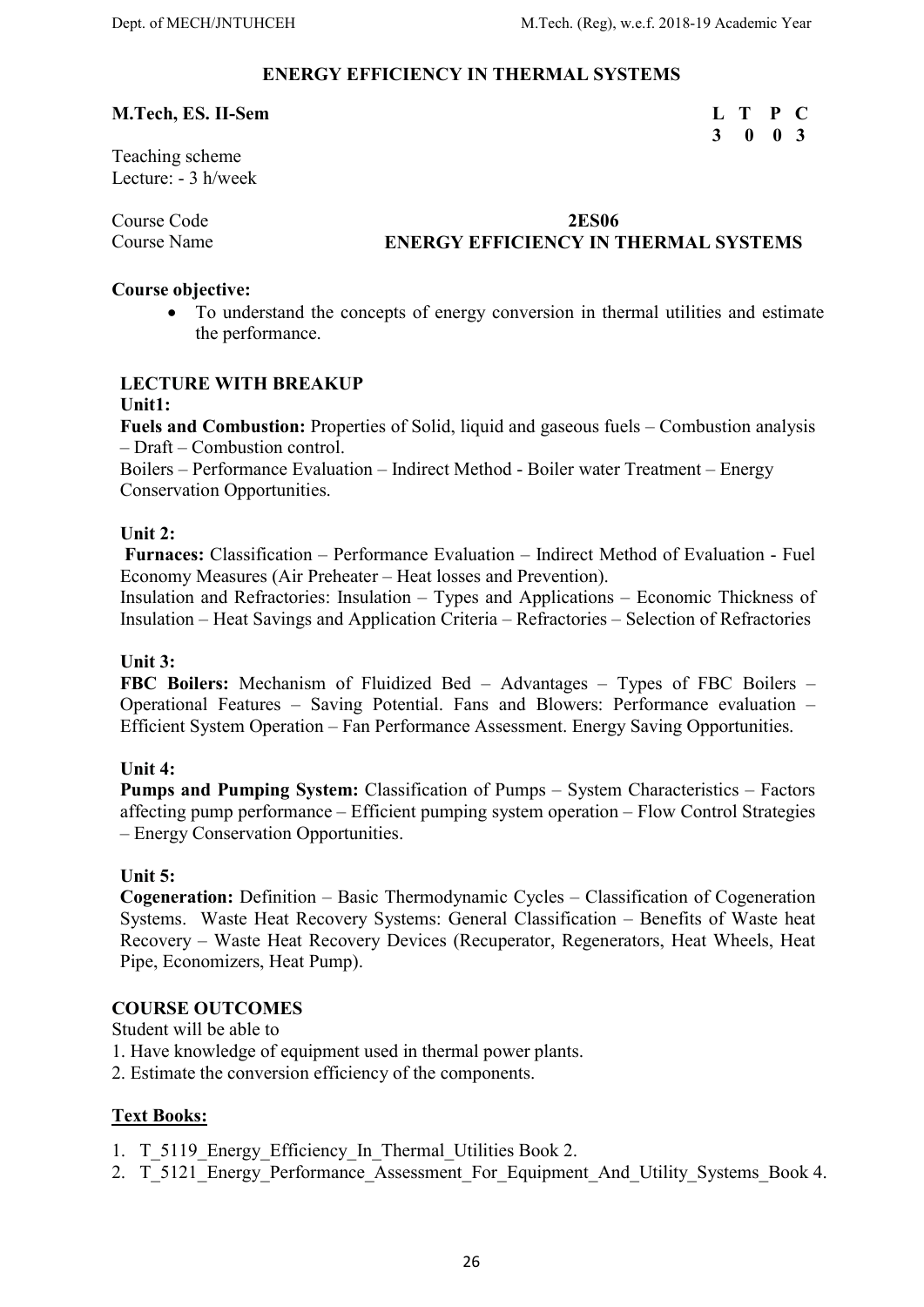# ENERGY EFFICIENCY IN THERMAL SYSTEMS

**M.Tech, ES. II-Sem**

| L | T | P | C |
|---|---|---|---|
| 3 | 0 | 0 | 3 |

Teaching scheme
Lecture: - 3 h/week

Course Code **2ES06**
Course Name **ENERGY EFFICIENCY IN THERMAL SYSTEMS**

**Course objective:**

- To understand the concepts of energy conversion in thermal utilities and estimate the performance.

**LECTURE WITH BREAKUP**

**Unit1:**

**Fuels and Combustion:** Properties of Solid, liquid and gaseous fuels – Combustion analysis – Draft – Combustion control.

Boilers – Performance Evaluation – Indirect Method - Boiler water Treatment – Energy Conservation Opportunities.

**Unit 2:**

**Furnaces:** Classification – Performance Evaluation – Indirect Method of Evaluation - Fuel Economy Measures (Air Preheater – Heat losses and Prevention).

Insulation and Refractories: Insulation – Types and Applications – Economic Thickness of Insulation – Heat Savings and Application Criteria – Refractories – Selection of Refractories

**Unit 3:**

**FBC Boilers:** Mechanism of Fluidized Bed – Advantages – Types of FBC Boilers – Operational Features – Saving Potential. Fans and Blowers: Performance evaluation – Efficient System Operation – Fan Performance Assessment. Energy Saving Opportunities.

**Unit 4:**

**Pumps and Pumping System:** Classification of Pumps – System Characteristics – Factors affecting pump performance – Efficient pumping system operation – Flow Control Strategies – Energy Conservation Opportunities.

**Unit 5:**

**Cogeneration:** Definition – Basic Thermodynamic Cycles – Classification of Cogeneration Systems. Waste Heat Recovery Systems: General Classification – Benefits of Waste heat Recovery – Waste Heat Recovery Devices (Recuperator, Regenerators, Heat Wheels, Heat Pipe, Economizers, Heat Pump).

**COURSE OUTCOMES**

Student will be able to

1. Have knowledge of equipment used in thermal power plants.
2. Estimate the conversion efficiency of the components.

**Text Books:**

1. T_5119_Energy_Efficiency_In_Thermal_Utilities Book 2.
2. T_5121_Energy_Performance_Assessment_For_Equipment_And_Utility_Systems_Book 4.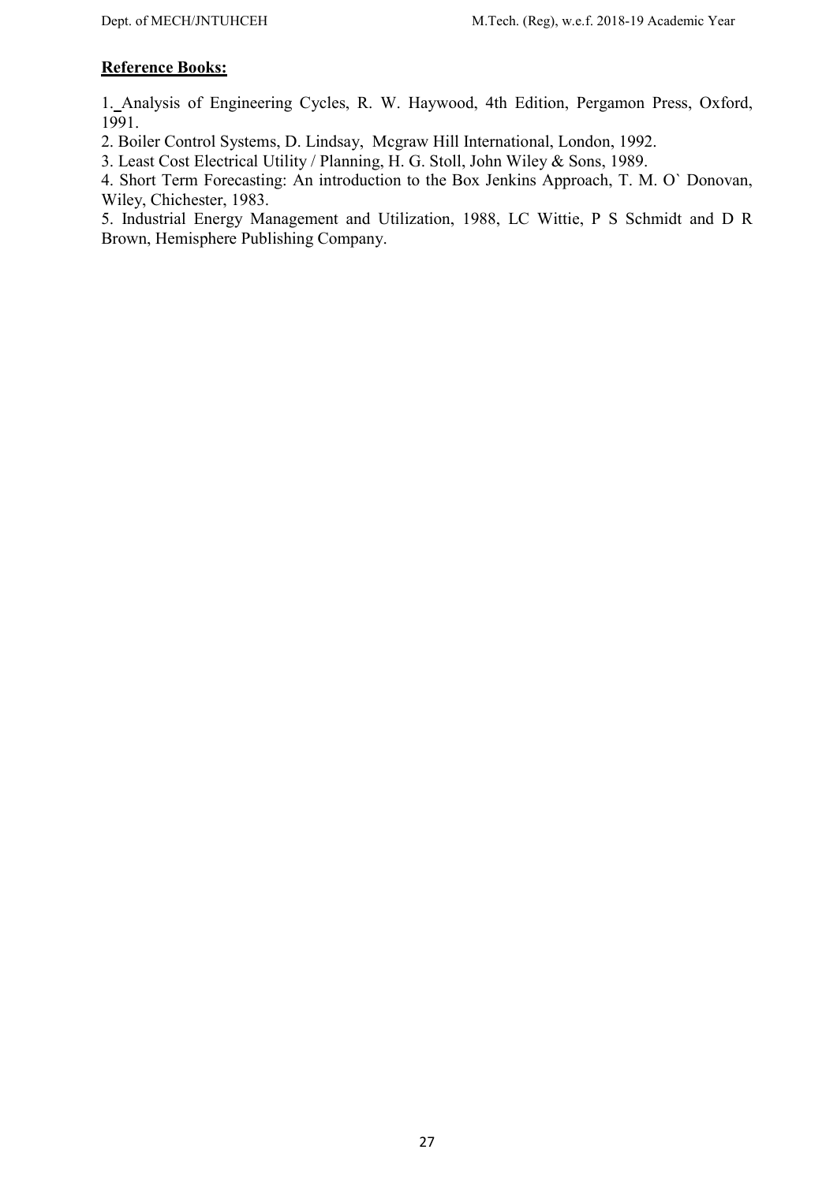**Reference Books:**

1. Analysis of Engineering Cycles, R. W. Haywood, 4th Edition, Pergamon Press, Oxford, 1991.
2. Boiler Control Systems, D. Lindsay, Mcgraw Hill International, London, 1992.
3. Least Cost Electrical Utility / Planning, H. G. Stoll, John Wiley & Sons, 1989.
4. Short Term Forecasting: An introduction to the Box Jenkins Approach, T. M. O` Donovan, Wiley, Chichester, 1983.
5. Industrial Energy Management and Utilization, 1988, LC Wittie, P S Schmidt and D R Brown, Hemisphere Publishing Company.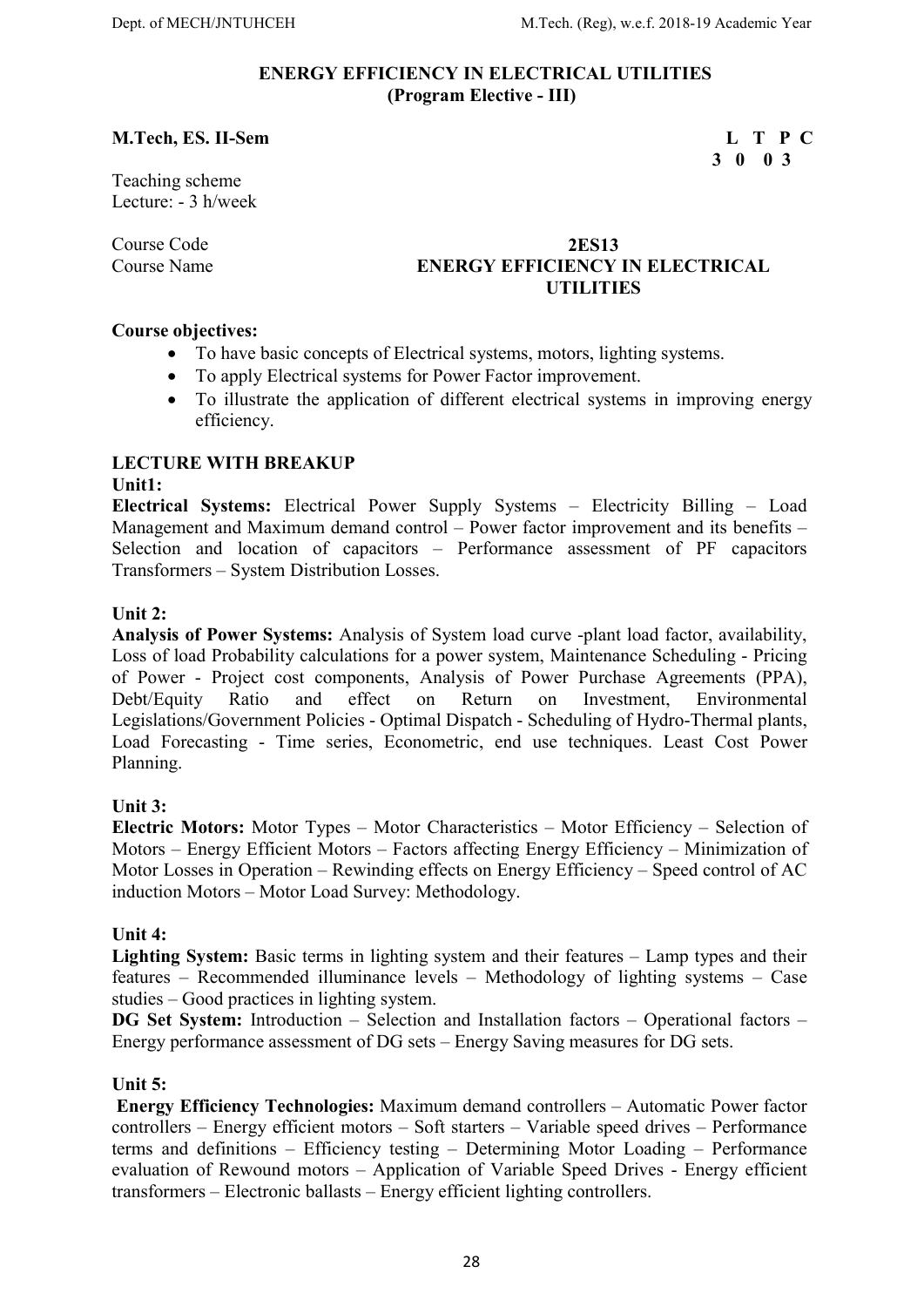## ENERGY EFFICIENCY IN ELECTRICAL UTILITIES
### (Program Elective - III)

**M.Tech, ES. II-Sem**

| L | T | P | C |
|---|---|---|---|
| 3 | 0 | 0 | 3 |

Teaching scheme
Lecture: - 3 h/week

Course Code **2ES13**
Course Name **ENERGY EFFICIENCY IN ELECTRICAL UTILITIES**

**Course objectives:**

- To have basic concepts of Electrical systems, motors, lighting systems.
- To apply Electrical systems for Power Factor improvement.
- To illustrate the application of different electrical systems in improving energy efficiency.

**LECTURE WITH BREAKUP**

**Unit1:**

**Electrical Systems:** Electrical Power Supply Systems – Electricity Billing – Load Management and Maximum demand control – Power factor improvement and its benefits – Selection and location of capacitors – Performance assessment of PF capacitors Transformers – System Distribution Losses.

**Unit 2:**

**Analysis of Power Systems:** Analysis of System load curve -plant load factor, availability, Loss of load Probability calculations for a power system, Maintenance Scheduling - Pricing of Power - Project cost components, Analysis of Power Purchase Agreements (PPA), Debt/Equity Ratio and effect on Return on Investment, Environmental Legislations/Government Policies - Optimal Dispatch - Scheduling of Hydro-Thermal plants, Load Forecasting - Time series, Econometric, end use techniques. Least Cost Power Planning.

**Unit 3:**

**Electric Motors:** Motor Types – Motor Characteristics – Motor Efficiency – Selection of Motors – Energy Efficient Motors – Factors affecting Energy Efficiency – Minimization of Motor Losses in Operation – Rewinding effects on Energy Efficiency – Speed control of AC induction Motors – Motor Load Survey: Methodology.

**Unit 4:**

**Lighting System:** Basic terms in lighting system and their features – Lamp types and their features – Recommended illuminance levels – Methodology of lighting systems – Case studies – Good practices in lighting system.

**DG Set System:** Introduction – Selection and Installation factors – Operational factors – Energy performance assessment of DG sets – Energy Saving measures for DG sets.

**Unit 5:**

**Energy Efficiency Technologies:** Maximum demand controllers – Automatic Power factor controllers – Energy efficient motors – Soft starters – Variable speed drives – Performance terms and definitions – Efficiency testing – Determining Motor Loading – Performance evaluation of Rewound motors – Application of Variable Speed Drives - Energy efficient transformers – Electronic ballasts – Energy efficient lighting controllers.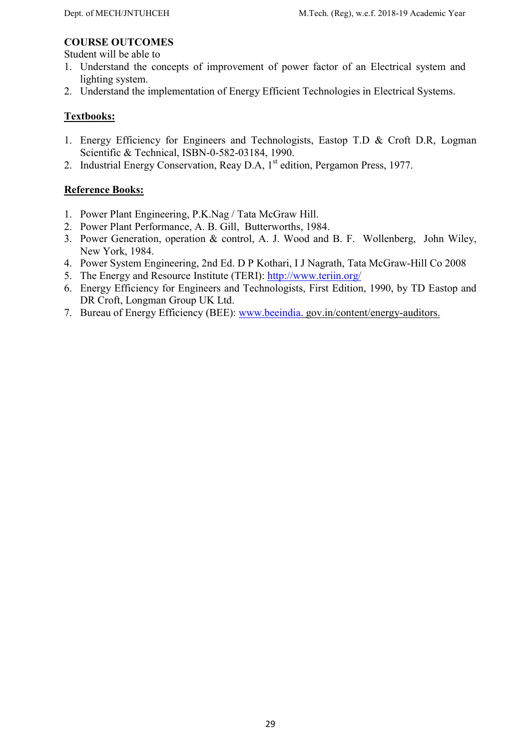**COURSE OUTCOMES**

Student will be able to

1. Understand the concepts of improvement of power factor of an Electrical system and lighting system.
2. Understand the implementation of Energy Efficient Technologies in Electrical Systems.

**Textbooks:**

1. Energy Efficiency for Engineers and Technologists, Eastop T.D & Croft D.R, Logman Scientific & Technical, ISBN-0-582-03184, 1990.
2. Industrial Energy Conservation, Reay D.A, 1st edition, Pergamon Press, 1977.

**Reference Books:**

1. Power Plant Engineering, P.K.Nag / Tata McGraw Hill.
2. Power Plant Performance, A. B. Gill, Butterworths, 1984.
3. Power Generation, operation & control, A. J. Wood and B. F. Wollenberg, John Wiley, New York, 1984.
4. Power System Engineering, 2nd Ed. D P Kothari, I J Nagrath, Tata McGraw-Hill Co 2008
5. The Energy and Resource Institute (TERI): http://www.teriin.org/
6. Energy Efficiency for Engineers and Technologists, First Edition, 1990, by TD Eastop and DR Croft, Longman Group UK Ltd.
7. Bureau of Energy Efficiency (BEE): www.beeindia. gov.in/content/energy-auditors.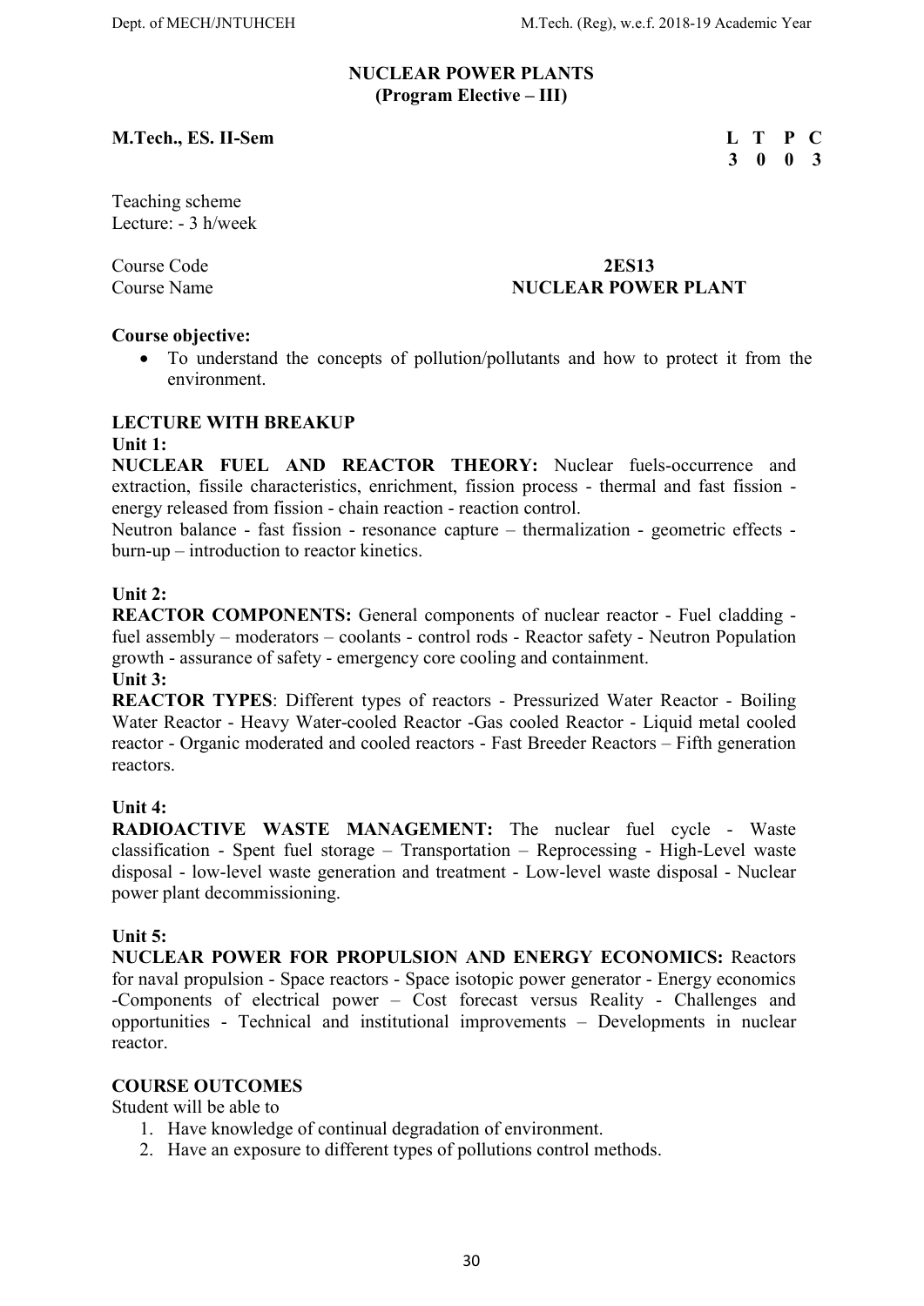## NUCLEAR POWER PLANTS
### (Program Elective – III)

**M.Tech., ES. II-Sem**

| L | T | P | C |
|---|---|---|---|
| 3 | 0 | 0 | 3 |

Teaching scheme
Lecture: - 3 h/week

Course Code **2ES13**
Course Name **NUCLEAR POWER PLANT**

**Course objective:**

- To understand the concepts of pollution/pollutants and how to protect it from the environment.

**LECTURE WITH BREAKUP**

**Unit 1:**

**NUCLEAR FUEL AND REACTOR THEORY:** Nuclear fuels-occurrence and extraction, fissile characteristics, enrichment, fission process - thermal and fast fission - energy released from fission - chain reaction - reaction control.

Neutron balance - fast fission - resonance capture – thermalization - geometric effects - burn-up – introduction to reactor kinetics.

**Unit 2:**

**REACTOR COMPONENTS:** General components of nuclear reactor - Fuel cladding - fuel assembly – moderators – coolants - control rods - Reactor safety - Neutron Population growth - assurance of safety - emergency core cooling and containment.

**Unit 3:**

**REACTOR TYPES**: Different types of reactors - Pressurized Water Reactor - Boiling Water Reactor - Heavy Water-cooled Reactor -Gas cooled Reactor - Liquid metal cooled reactor - Organic moderated and cooled reactors - Fast Breeder Reactors – Fifth generation reactors.

**Unit 4:**

**RADIOACTIVE WASTE MANAGEMENT:** The nuclear fuel cycle - Waste classification - Spent fuel storage – Transportation – Reprocessing - High-Level waste disposal - low-level waste generation and treatment - Low-level waste disposal - Nuclear power plant decommissioning.

**Unit 5:**

**NUCLEAR POWER FOR PROPULSION AND ENERGY ECONOMICS:** Reactors for naval propulsion - Space reactors - Space isotopic power generator - Energy economics -Components of electrical power – Cost forecast versus Reality - Challenges and opportunities - Technical and institutional improvements – Developments in nuclear reactor.

**COURSE OUTCOMES**

Student will be able to

1. Have knowledge of continual degradation of environment.
2. Have an exposure to different types of pollutions control methods.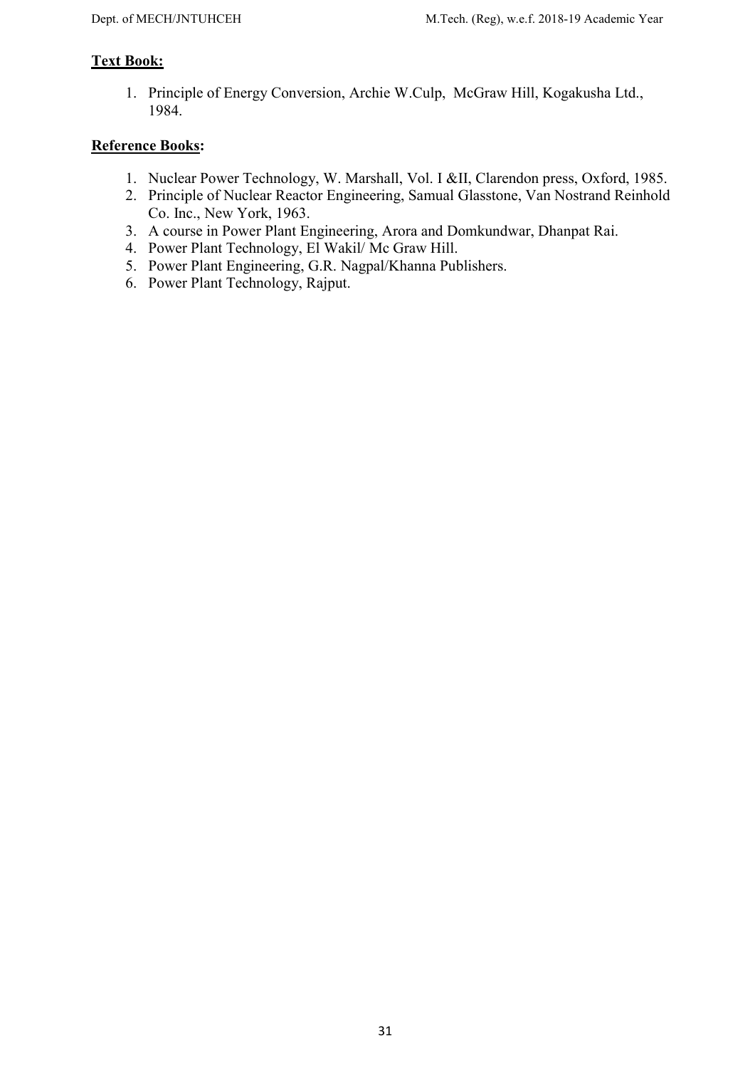**Text Book:**

1. Principle of Energy Conversion, Archie W.Culp, McGraw Hill, Kogakusha Ltd., 1984.

**Reference Books:**

1. Nuclear Power Technology, W. Marshall, Vol. I &II, Clarendon press, Oxford, 1985.
2. Principle of Nuclear Reactor Engineering, Samual Glasstone, Van Nostrand Reinhold Co. Inc., New York, 1963.
3. A course in Power Plant Engineering, Arora and Domkundwar, Dhanpat Rai.
4. Power Plant Technology, El Wakil/ Mc Graw Hill.
5. Power Plant Engineering, G.R. Nagpal/Khanna Publishers.
6. Power Plant Technology, Rajput.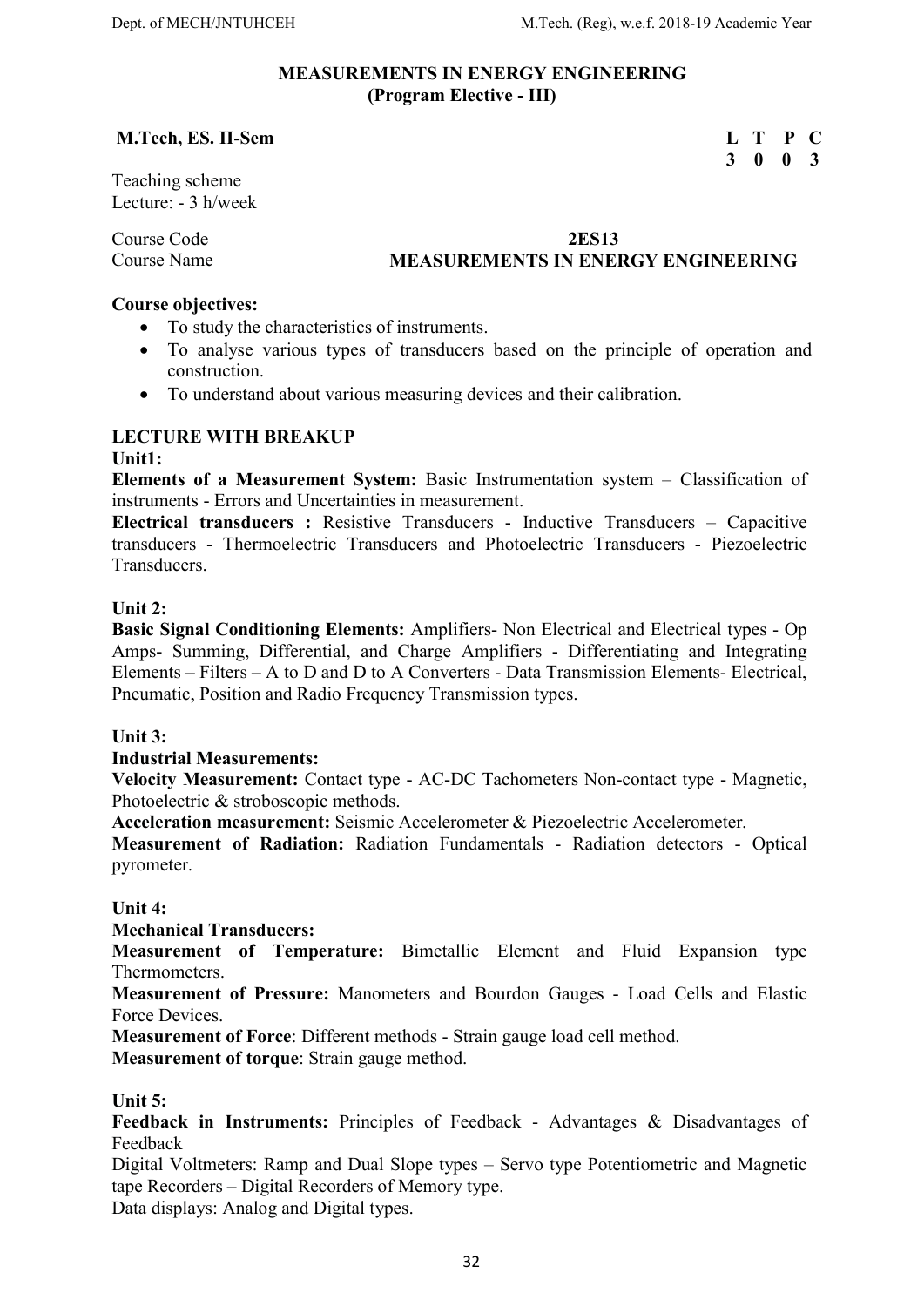# MEASUREMENTS IN ENERGY ENGINEERING
## (Program Elective - III)

**M.Tech, ES. II-Sem**

| L | T | P | C |
|---|---|---|---|
| 3 | 0 | 0 | 3 |

Teaching scheme
Lecture: - 3 h/week

Course Code **2ES13**
Course Name **MEASUREMENTS IN ENERGY ENGINEERING**

**Course objectives:**

- To study the characteristics of instruments.
- To analyse various types of transducers based on the principle of operation and construction.
- To understand about various measuring devices and their calibration.

**LECTURE WITH BREAKUP**

**Unit1:**

**Elements of a Measurement System:** Basic Instrumentation system – Classification of instruments - Errors and Uncertainties in measurement.

**Electrical transducers :** Resistive Transducers - Inductive Transducers – Capacitive transducers - Thermoelectric Transducers and Photoelectric Transducers - Piezoelectric Transducers.

**Unit 2:**

**Basic Signal Conditioning Elements:** Amplifiers- Non Electrical and Electrical types - Op Amps- Summing, Differential, and Charge Amplifiers - Differentiating and Integrating Elements – Filters – A to D and D to A Converters - Data Transmission Elements- Electrical, Pneumatic, Position and Radio Frequency Transmission types.

**Unit 3:**

**Industrial Measurements:**

**Velocity Measurement:** Contact type - AC-DC Tachometers Non-contact type - Magnetic, Photoelectric & stroboscopic methods.

**Acceleration measurement:** Seismic Accelerometer & Piezoelectric Accelerometer.

**Measurement of Radiation:** Radiation Fundamentals - Radiation detectors - Optical pyrometer.

**Unit 4:**

**Mechanical Transducers:**

**Measurement of Temperature:** Bimetallic Element and Fluid Expansion type Thermometers.

**Measurement of Pressure:** Manometers and Bourdon Gauges - Load Cells and Elastic Force Devices.

**Measurement of Force**: Different methods - Strain gauge load cell method.

**Measurement of torque**: Strain gauge method.

**Unit 5:**

**Feedback in Instruments:** Principles of Feedback - Advantages & Disadvantages of Feedback

Digital Voltmeters: Ramp and Dual Slope types – Servo type Potentiometric and Magnetic tape Recorders – Digital Recorders of Memory type.

Data displays: Analog and Digital types.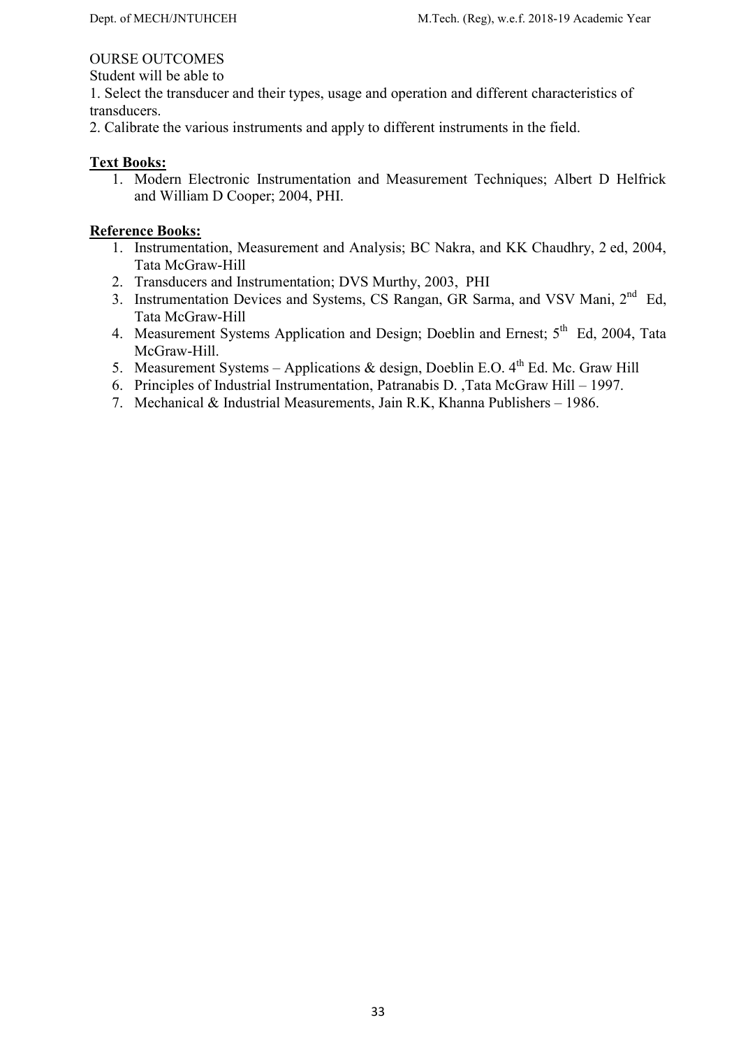OURSE OUTCOMES

Student will be able to

1. Select the transducer and their types, usage and operation and different characteristics of transducers.
2. Calibrate the various instruments and apply to different instruments in the field.

**Text Books:**

1. Modern Electronic Instrumentation and Measurement Techniques; Albert D Helfrick and William D Cooper; 2004, PHI.

**Reference Books:**

1. Instrumentation, Measurement and Analysis; BC Nakra, and KK Chaudhry, 2 ed, 2004, Tata McGraw-Hill
2. Transducers and Instrumentation; DVS Murthy, 2003, PHI
3. Instrumentation Devices and Systems, CS Rangan, GR Sarma, and VSV Mani, 2nd Ed, Tata McGraw-Hill
4. Measurement Systems Application and Design; Doeblin and Ernest; 5th Ed, 2004, Tata McGraw-Hill.
5. Measurement Systems – Applications & design, Doeblin E.O. 4th Ed. Mc. Graw Hill
6. Principles of Industrial Instrumentation, Patranabis D. ,Tata McGraw Hill – 1997.
7. Mechanical & Industrial Measurements, Jain R.K, Khanna Publishers – 1986.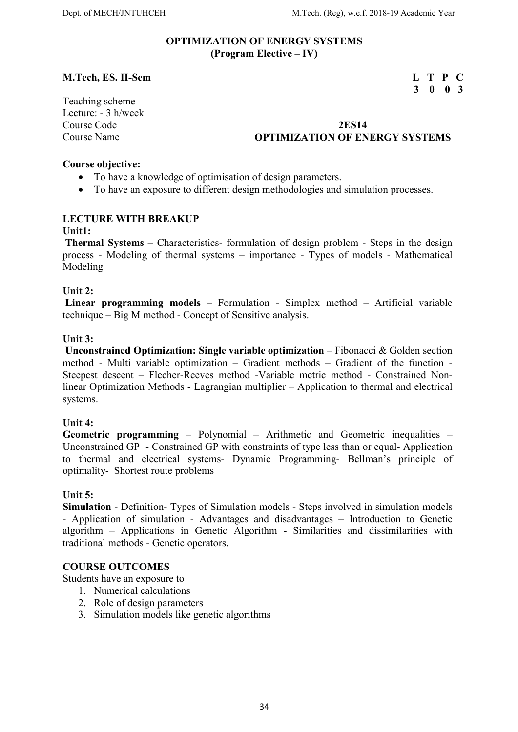# OPTIMIZATION OF ENERGY SYSTEMS
## (Program Elective – IV)

**M.Tech, ES. II-Sem**

| L | T | P | C |
|---|---|---|---|
| 3 | 0 | 0 | 3 |

Teaching scheme
Lecture: - 3 h/week
Course Code **2ES14**
Course Name **OPTIMIZATION OF ENERGY SYSTEMS**

**Course objective:**

- To have a knowledge of optimisation of design parameters.
- To have an exposure to different design methodologies and simulation processes.

**LECTURE WITH BREAKUP**

**Unit1:**

**Thermal Systems** – Characteristics- formulation of design problem - Steps in the design process - Modeling of thermal systems – importance - Types of models - Mathematical Modeling

**Unit 2:**

**Linear programming models** – Formulation - Simplex method – Artificial variable technique – Big M method - Concept of Sensitive analysis.

**Unit 3:**

**Unconstrained Optimization: Single variable optimization** – Fibonacci & Golden section method - Multi variable optimization – Gradient methods – Gradient of the function - Steepest descent – Flecher-Reeves method -Variable metric method - Constrained Non-linear Optimization Methods - Lagrangian multiplier – Application to thermal and electrical systems.

**Unit 4:**

**Geometric programming** – Polynomial – Arithmetic and Geometric inequalities – Unconstrained GP - Constrained GP with constraints of type less than or equal- Application to thermal and electrical systems- Dynamic Programming- Bellman's principle of optimality- Shortest route problems

**Unit 5:**

**Simulation** - Definition- Types of Simulation models - Steps involved in simulation models - Application of simulation - Advantages and disadvantages – Introduction to Genetic algorithm – Applications in Genetic Algorithm - Similarities and dissimilarities with traditional methods - Genetic operators.

**COURSE OUTCOMES**

Students have an exposure to

1. Numerical calculations
2. Role of design parameters
3. Simulation models like genetic algorithms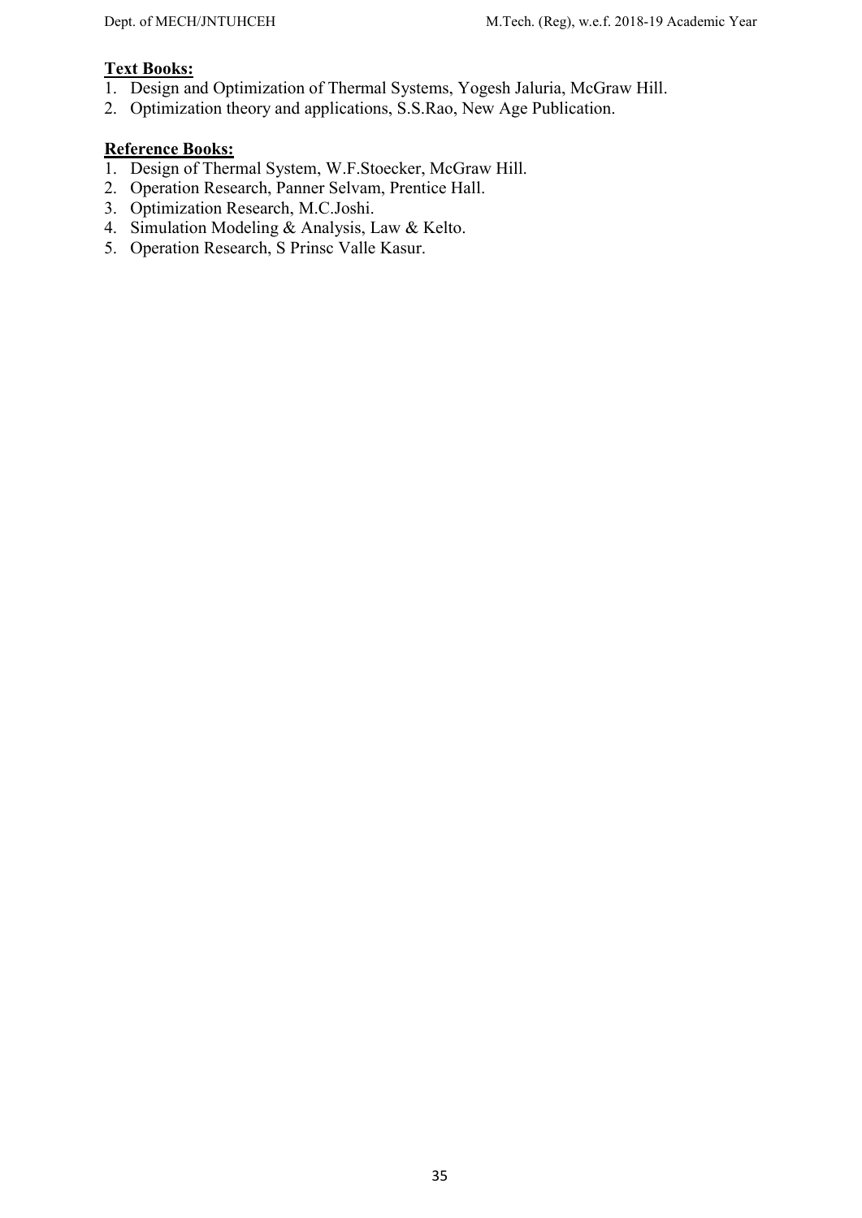**Text Books:**

1. Design and Optimization of Thermal Systems, Yogesh Jaluria, McGraw Hill.
2. Optimization theory and applications, S.S.Rao, New Age Publication.

**Reference Books:**

1. Design of Thermal System, W.F.Stoecker, McGraw Hill.
2. Operation Research, Panner Selvam, Prentice Hall.
3. Optimization Research, M.C.Joshi.
4. Simulation Modeling & Analysis, Law & Kelto.
5. Operation Research, S Prinsc Valle Kasur.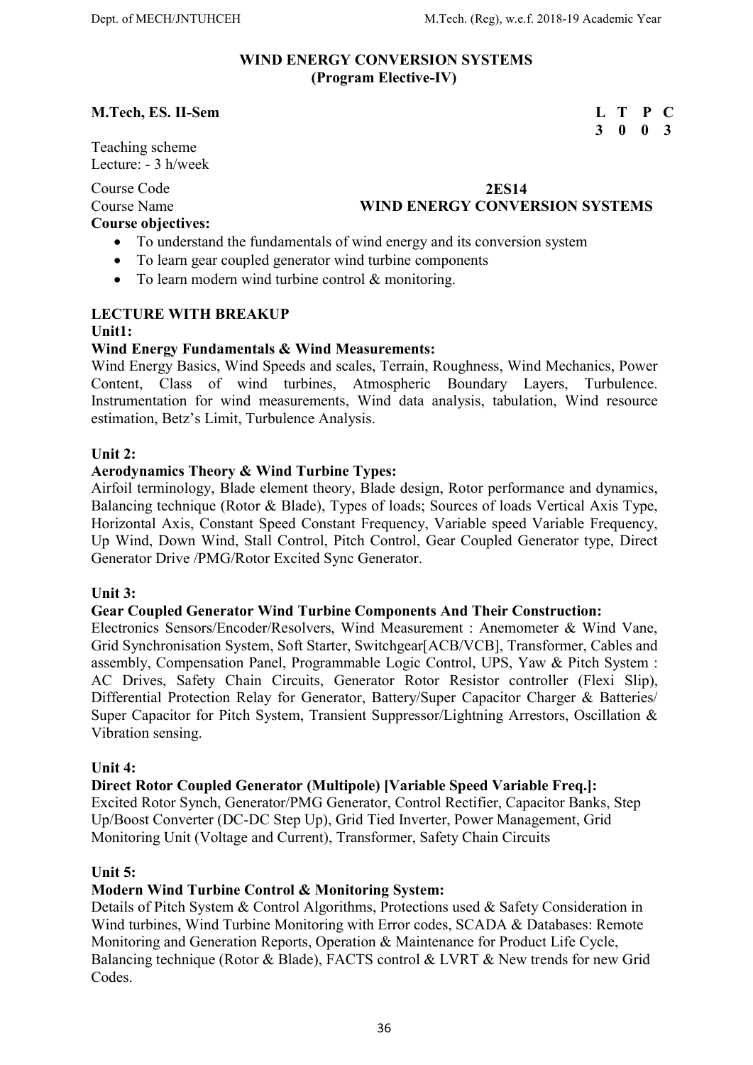# WIND ENERGY CONVERSION SYSTEMS
## (Program Elective-IV)

**M.Tech, ES. II-Sem**

| L | T | P | C |
|---|---|---|---|
| 3 | 0 | 0 | 3 |

Teaching scheme
Lecture: - 3 h/week

Course Code **2ES14**
Course Name **WIND ENERGY CONVERSION SYSTEMS**

**Course objectives:**

- To understand the fundamentals of wind energy and its conversion system
- To learn gear coupled generator wind turbine components
- To learn modern wind turbine control & monitoring.

**LECTURE WITH BREAKUP**

**Unit1:**

**Wind Energy Fundamentals & Wind Measurements:**

Wind Energy Basics, Wind Speeds and scales, Terrain, Roughness, Wind Mechanics, Power Content, Class of wind turbines, Atmospheric Boundary Layers, Turbulence. Instrumentation for wind measurements, Wind data analysis, tabulation, Wind resource estimation, Betz's Limit, Turbulence Analysis.

**Unit 2:**

**Aerodynamics Theory & Wind Turbine Types:**

Airfoil terminology, Blade element theory, Blade design, Rotor performance and dynamics, Balancing technique (Rotor & Blade), Types of loads; Sources of loads Vertical Axis Type, Horizontal Axis, Constant Speed Constant Frequency, Variable speed Variable Frequency, Up Wind, Down Wind, Stall Control, Pitch Control, Gear Coupled Generator type, Direct Generator Drive /PMG/Rotor Excited Sync Generator.

**Unit 3:**

**Gear Coupled Generator Wind Turbine Components And Their Construction:**

Electronics Sensors/Encoder/Resolvers, Wind Measurement : Anemometer & Wind Vane, Grid Synchronisation System, Soft Starter, Switchgear[ACB/VCB], Transformer, Cables and assembly, Compensation Panel, Programmable Logic Control, UPS, Yaw & Pitch System : AC Drives, Safety Chain Circuits, Generator Rotor Resistor controller (Flexi Slip), Differential Protection Relay for Generator, Battery/Super Capacitor Charger & Batteries/ Super Capacitor for Pitch System, Transient Suppressor/Lightning Arrestors, Oscillation & Vibration sensing.

**Unit 4:**

**Direct Rotor Coupled Generator (Multipole) [Variable Speed Variable Freq.]:**

Excited Rotor Synch, Generator/PMG Generator, Control Rectifier, Capacitor Banks, Step Up/Boost Converter (DC-DC Step Up), Grid Tied Inverter, Power Management, Grid Monitoring Unit (Voltage and Current), Transformer, Safety Chain Circuits

**Unit 5:**

**Modern Wind Turbine Control & Monitoring System:**

Details of Pitch System & Control Algorithms, Protections used & Safety Consideration in Wind turbines, Wind Turbine Monitoring with Error codes, SCADA & Databases: Remote Monitoring and Generation Reports, Operation & Maintenance for Product Life Cycle, Balancing technique (Rotor & Blade), FACTS control & LVRT & New trends for new Grid Codes.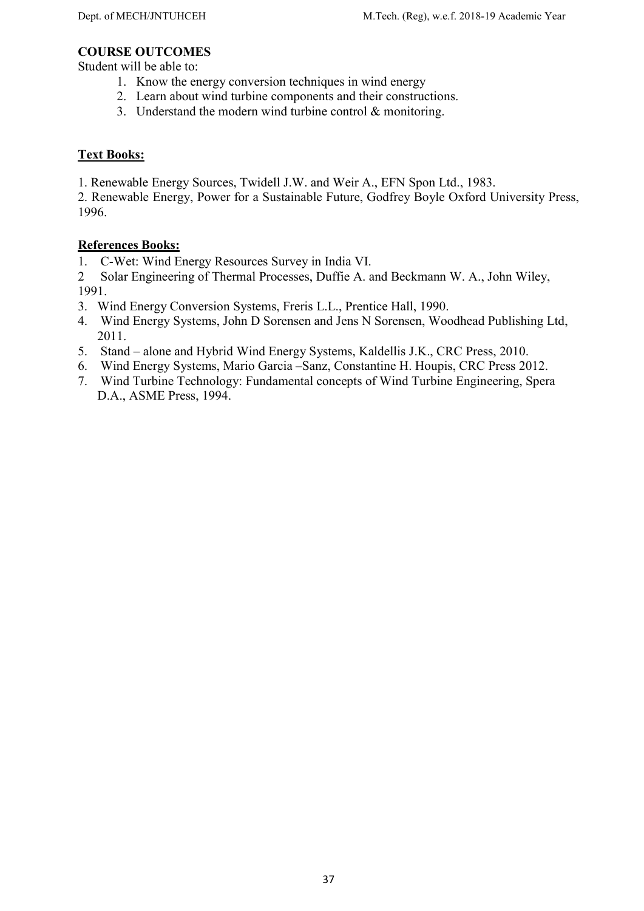**COURSE OUTCOMES**

Student will be able to:

1. Know the energy conversion techniques in wind energy
2. Learn about wind turbine components and their constructions.
3. Understand the modern wind turbine control & monitoring.

**Text Books:**

1. Renewable Energy Sources, Twidell J.W. and Weir A., EFN Spon Ltd., 1983.
2. Renewable Energy, Power for a Sustainable Future, Godfrey Boyle Oxford University Press, 1996.

**References Books:**

1. C-Wet: Wind Energy Resources Survey in India VI.
2. Solar Engineering of Thermal Processes, Duffie A. and Beckmann W. A., John Wiley, 1991.
3. Wind Energy Conversion Systems, Freris L.L., Prentice Hall, 1990.
4. Wind Energy Systems, John D Sorensen and Jens N Sorensen, Woodhead Publishing Ltd, 2011.
5. Stand – alone and Hybrid Wind Energy Systems, Kaldellis J.K., CRC Press, 2010.
6. Wind Energy Systems, Mario Garcia –Sanz, Constantine H. Houpis, CRC Press 2012.
7. Wind Turbine Technology: Fundamental concepts of Wind Turbine Engineering, Spera D.A., ASME Press, 1994.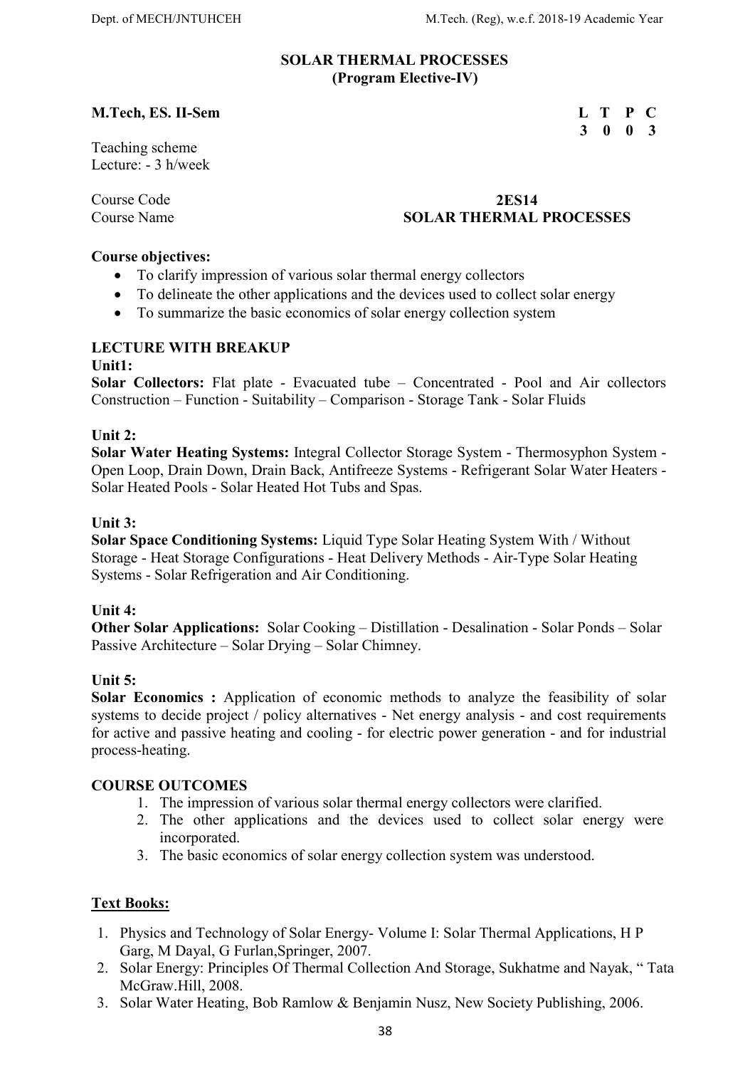## SOLAR THERMAL PROCESSES
### (Program Elective-IV)

**M.Tech, ES. II-Sem**

| L | T | P | C |
|---|---|---|---|
| 3 | 0 | 0 | 3 |

Teaching scheme
Lecture: - 3 h/week

Course Code **2ES14**
Course Name **SOLAR THERMAL PROCESSES**

**Course objectives:**

- To clarify impression of various solar thermal energy collectors
- To delineate the other applications and the devices used to collect solar energy
- To summarize the basic economics of solar energy collection system

**LECTURE WITH BREAKUP**

**Unit1:**

**Solar Collectors:** Flat plate - Evacuated tube – Concentrated - Pool and Air collectors Construction – Function - Suitability – Comparison - Storage Tank - Solar Fluids

**Unit 2:**

**Solar Water Heating Systems:** Integral Collector Storage System - Thermosyphon System - Open Loop, Drain Down, Drain Back, Antifreeze Systems - Refrigerant Solar Water Heaters - Solar Heated Pools - Solar Heated Hot Tubs and Spas.

**Unit 3:**

**Solar Space Conditioning Systems:** Liquid Type Solar Heating System With / Without Storage - Heat Storage Configurations - Heat Delivery Methods - Air-Type Solar Heating Systems - Solar Refrigeration and Air Conditioning.

**Unit 4:**

**Other Solar Applications:** Solar Cooking – Distillation - Desalination - Solar Ponds – Solar Passive Architecture – Solar Drying – Solar Chimney.

**Unit 5:**

**Solar Economics :** Application of economic methods to analyze the feasibility of solar systems to decide project / policy alternatives - Net energy analysis - and cost requirements for active and passive heating and cooling - for electric power generation - and for industrial process-heating.

**COURSE OUTCOMES**

1. The impression of various solar thermal energy collectors were clarified.
2. The other applications and the devices used to collect solar energy were incorporated.
3. The basic economics of solar energy collection system was understood.

**Text Books:**

1. Physics and Technology of Solar Energy- Volume I: Solar Thermal Applications, H P Garg, M Dayal, G Furlan,Springer, 2007.
2. Solar Energy: Principles Of Thermal Collection And Storage, Sukhatme and Nayak, " Tata McGraw.Hill, 2008.
3. Solar Water Heating, Bob Ramlow & Benjamin Nusz, New Society Publishing, 2006.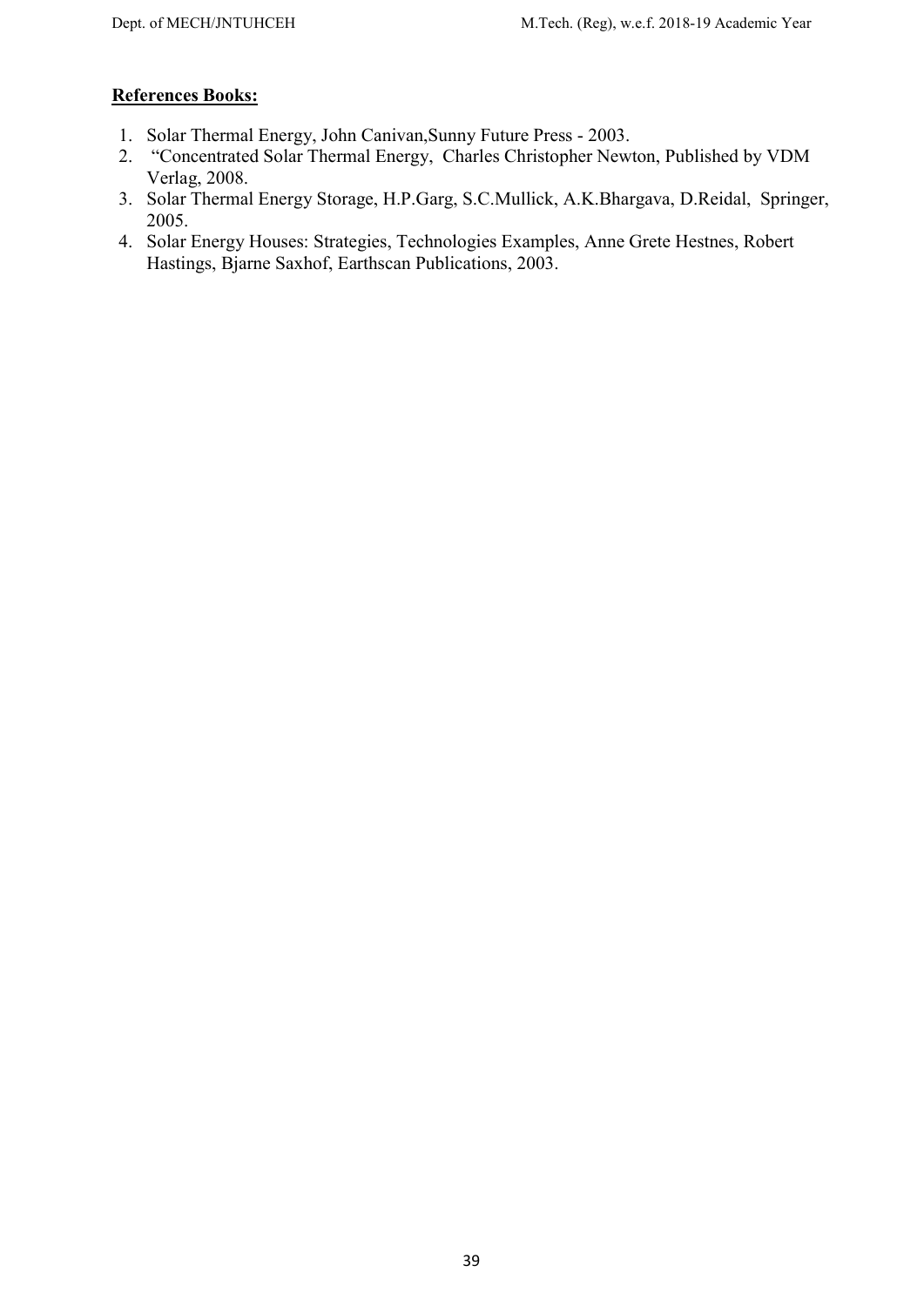**References Books:**

1. Solar Thermal Energy, John Canivan,Sunny Future Press - 2003.
2. "Concentrated Solar Thermal Energy, Charles Christopher Newton, Published by VDM Verlag, 2008.
3. Solar Thermal Energy Storage, H.P.Garg, S.C.Mullick, A.K.Bhargava, D.Reidal, Springer, 2005.
4. Solar Energy Houses: Strategies, Technologies Examples, Anne Grete Hestnes, Robert Hastings, Bjarne Saxhof, Earthscan Publications, 2003.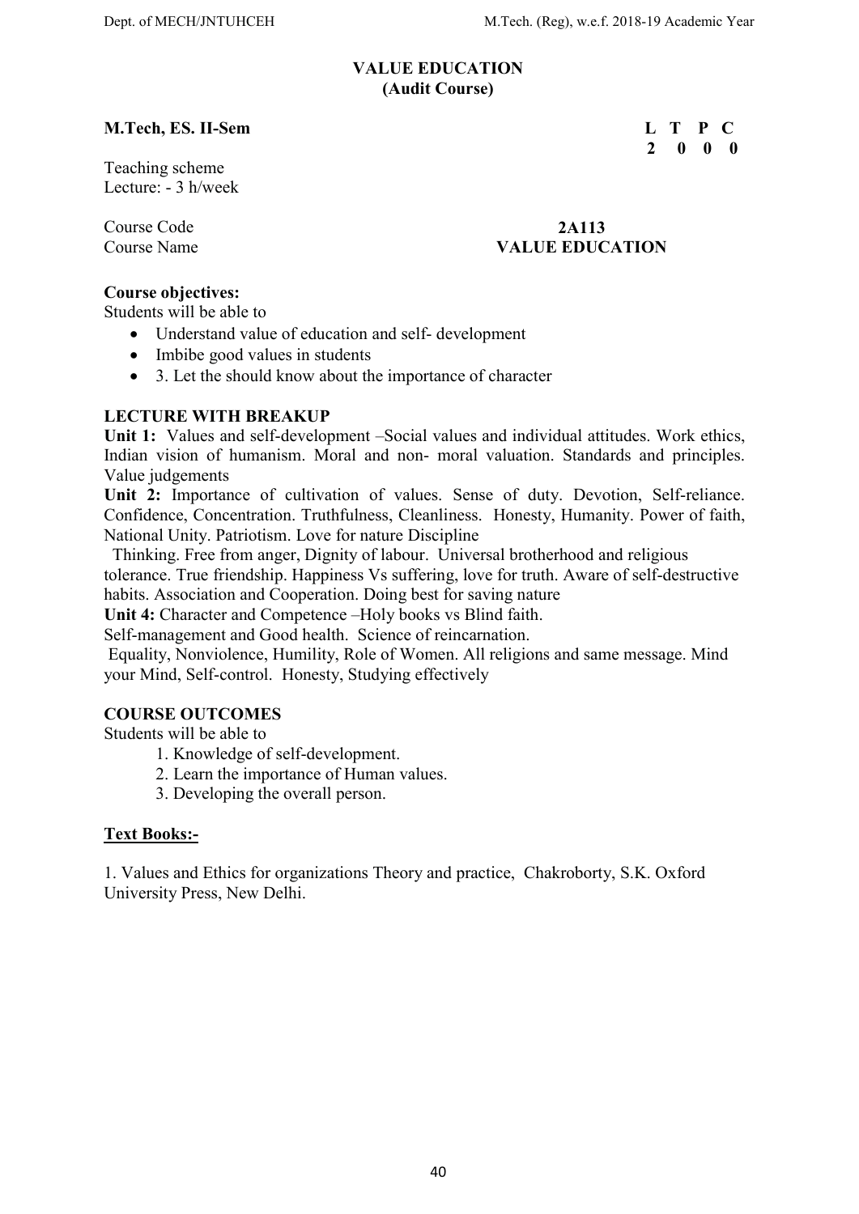# VALUE EDUCATION
## (Audit Course)

**M.Tech, ES. II-Sem**

| L | T | P | C |
|---|---|---|---|
| 2 | 0 | 0 | 0 |

Teaching scheme
Lecture: - 3 h/week

Course Code **2A113**
Course Name **VALUE EDUCATION**

**Course objectives:**
Students will be able to

- Understand value of education and self- development
- Imbibe good values in students
- 3. Let the should know about the importance of character

**LECTURE WITH BREAKUP**

**Unit 1:** Values and self-development –Social values and individual attitudes. Work ethics, Indian vision of humanism. Moral and non- moral valuation. Standards and principles. Value judgements

**Unit 2:** Importance of cultivation of values. Sense of duty. Devotion, Self-reliance. Confidence, Concentration. Truthfulness, Cleanliness. Honesty, Humanity. Power of faith, National Unity. Patriotism. Love for nature Discipline

Thinking. Free from anger, Dignity of labour. Universal brotherhood and religious tolerance. True friendship. Happiness Vs suffering, love for truth. Aware of self-destructive habits. Association and Cooperation. Doing best for saving nature

**Unit 4:** Character and Competence –Holy books vs Blind faith.
Self-management and Good health. Science of reincarnation.
Equality, Nonviolence, Humility, Role of Women. All religions and same message. Mind your Mind, Self-control. Honesty, Studying effectively

**COURSE OUTCOMES**
Students will be able to

1. Knowledge of self-development.
2. Learn the importance of Human values.
3. Developing the overall person.

**Text Books:-**

1. Values and Ethics for organizations Theory and practice, Chakroborty, S.K. Oxford University Press, New Delhi.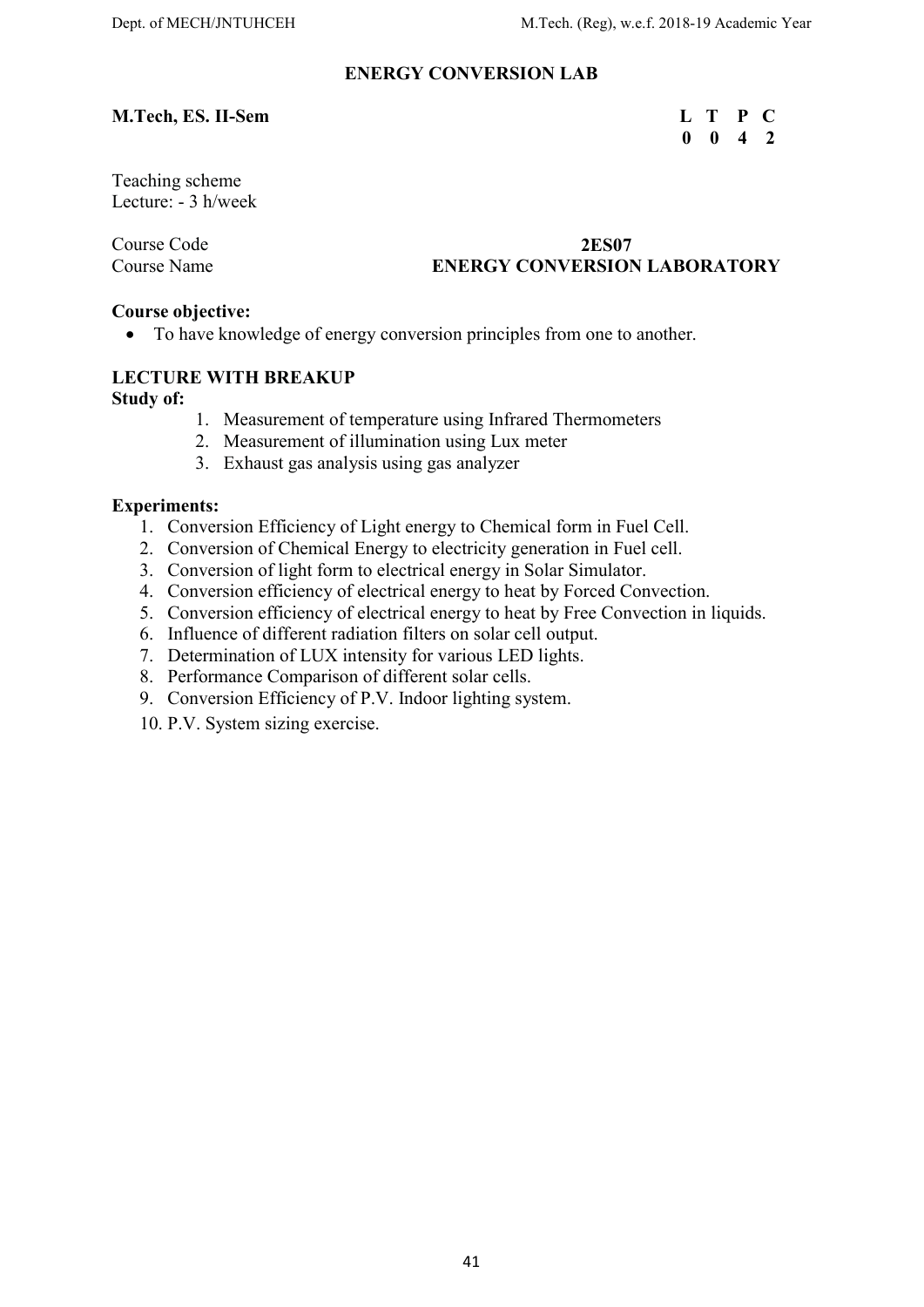## ENERGY CONVERSION LAB

**M.Tech, ES. II-Sem**

| L | T | P | C |
|---|---|---|---|
| 0 | 0 | 4 | 2 |

Teaching scheme
Lecture: - 3 h/week

Course Code **2ES07**
Course Name **ENERGY CONVERSION LABORATORY**

**Course objective:**

- To have knowledge of energy conversion principles from one to another.

**LECTURE WITH BREAKUP**

**Study of:**

1. Measurement of temperature using Infrared Thermometers
2. Measurement of illumination using Lux meter
3. Exhaust gas analysis using gas analyzer

**Experiments:**

1. Conversion Efficiency of Light energy to Chemical form in Fuel Cell.
2. Conversion of Chemical Energy to electricity generation in Fuel cell.
3. Conversion of light form to electrical energy in Solar Simulator.
4. Conversion efficiency of electrical energy to heat by Forced Convection.
5. Conversion efficiency of electrical energy to heat by Free Convection in liquids.
6. Influence of different radiation filters on solar cell output.
7. Determination of LUX intensity for various LED lights.
8. Performance Comparison of different solar cells.
9. Conversion Efficiency of P.V. Indoor lighting system.
10. P.V. System sizing exercise.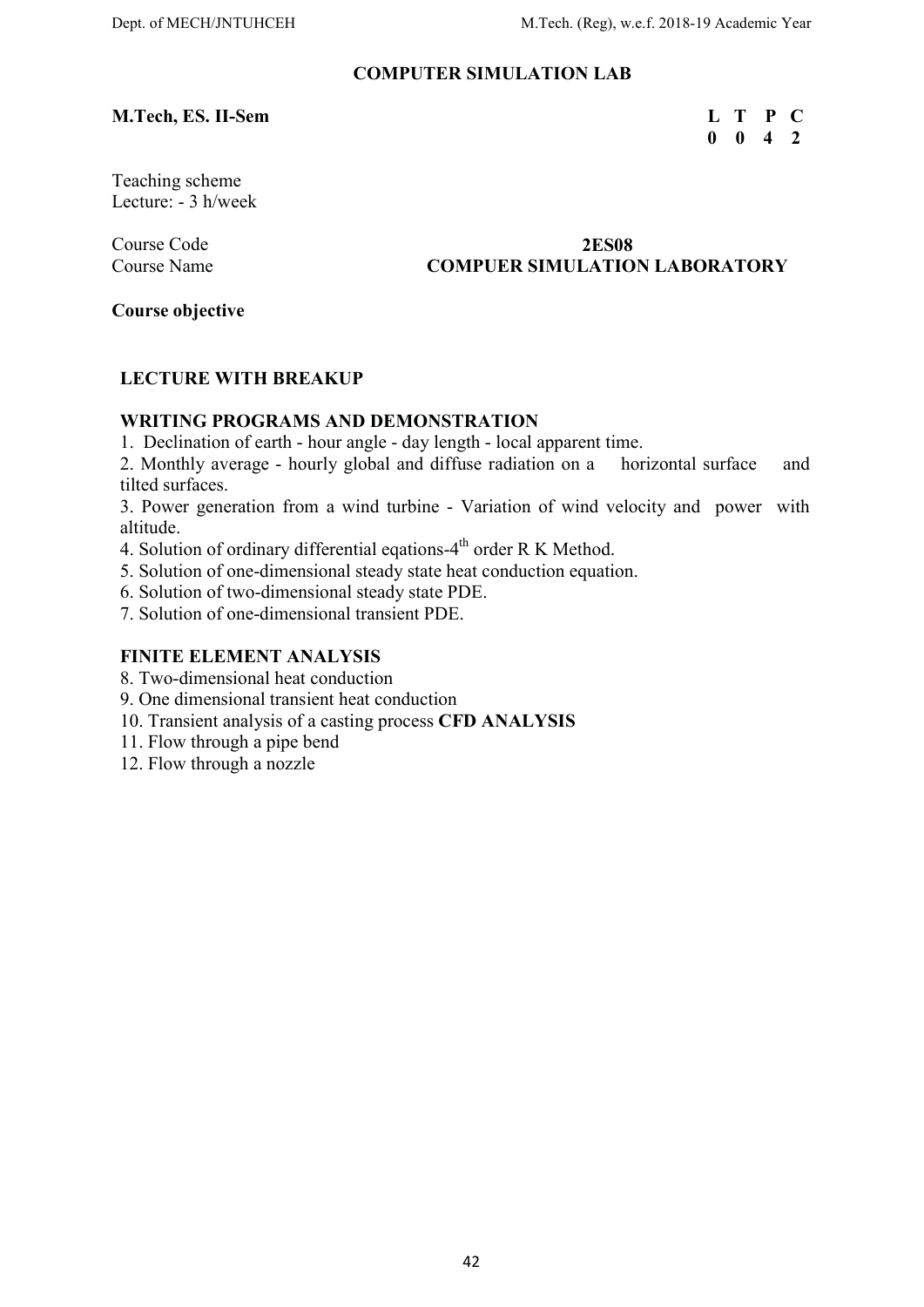# COMPUTER SIMULATION LAB

**M.Tech, ES. II-Sem**

| L | T | P | C |
|---|---|---|---|
| 0 | 0 | 4 | 2 |

Teaching scheme
Lecture: - 3 h/week

Course Code **2ES08**
Course Name **COMPUER SIMULATION LABORATORY**

**Course objective**

## LECTURE WITH BREAKUP

### WRITING PROGRAMS AND DEMONSTRATION

1. Declination of earth - hour angle - day length - local apparent time.
2. Monthly average - hourly global and diffuse radiation on a horizontal surface and tilted surfaces.
3. Power generation from a wind turbine - Variation of wind velocity and power with altitude.
4. Solution of ordinary differential eqations-4$^{th}$ order R K Method.
5. Solution of one-dimensional steady state heat conduction equation.
6. Solution of two-dimensional steady state PDE.
7. Solution of one-dimensional transient PDE.

### FINITE ELEMENT ANALYSIS

8. Two-dimensional heat conduction
9. One dimensional transient heat conduction
10. Transient analysis of a casting process **CFD ANALYSIS**
11. Flow through a pipe bend
12. Flow through a nozzle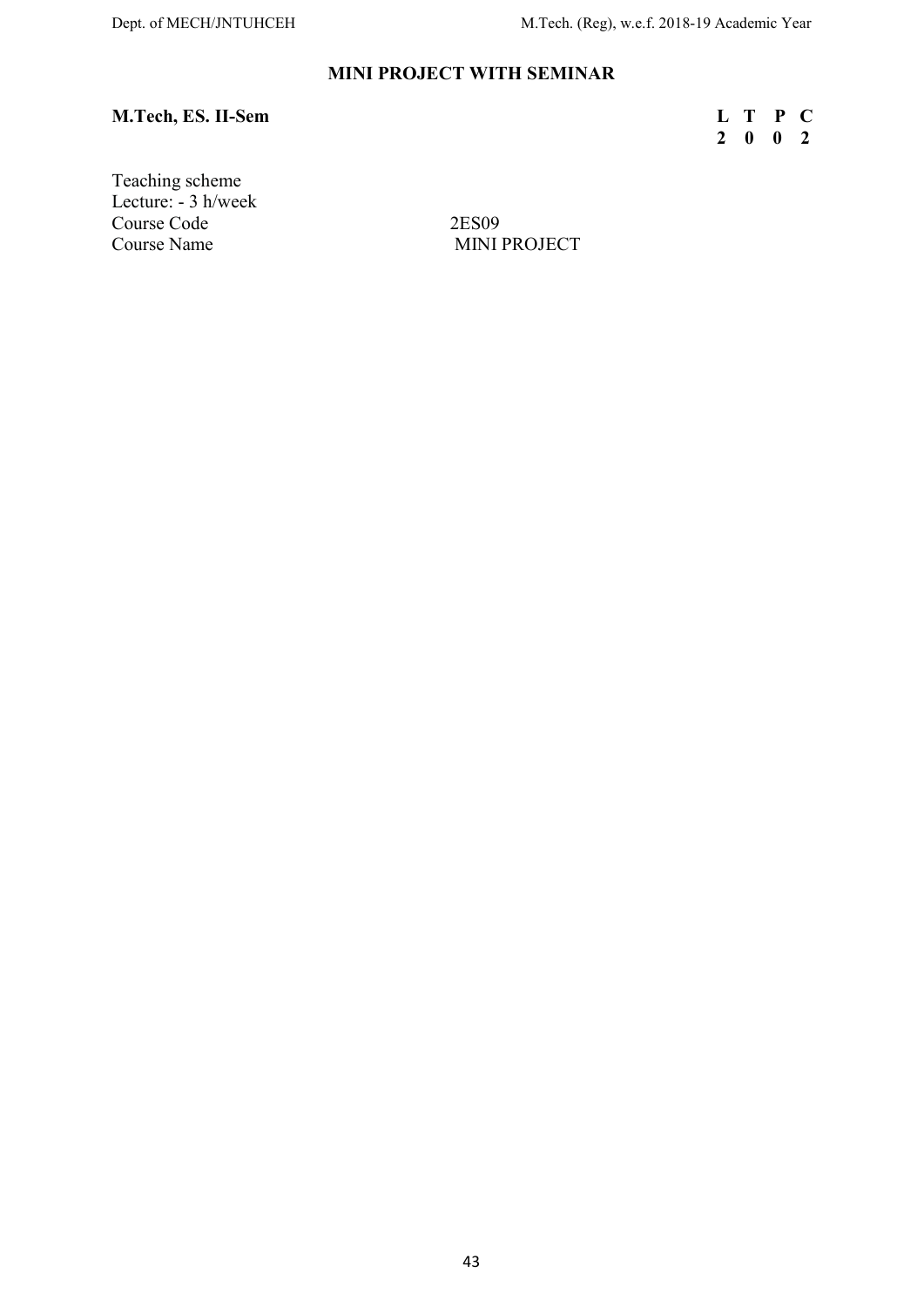## MINI PROJECT WITH SEMINAR

**M.Tech, ES. II-Sem**

| L | T | P | C |
|---|---|---|---|
| 2 | 0 | 0 | 2 |

Teaching scheme
Lecture: - 3 h/week

Course Code: 2ES09
Course Name: MINI PROJECT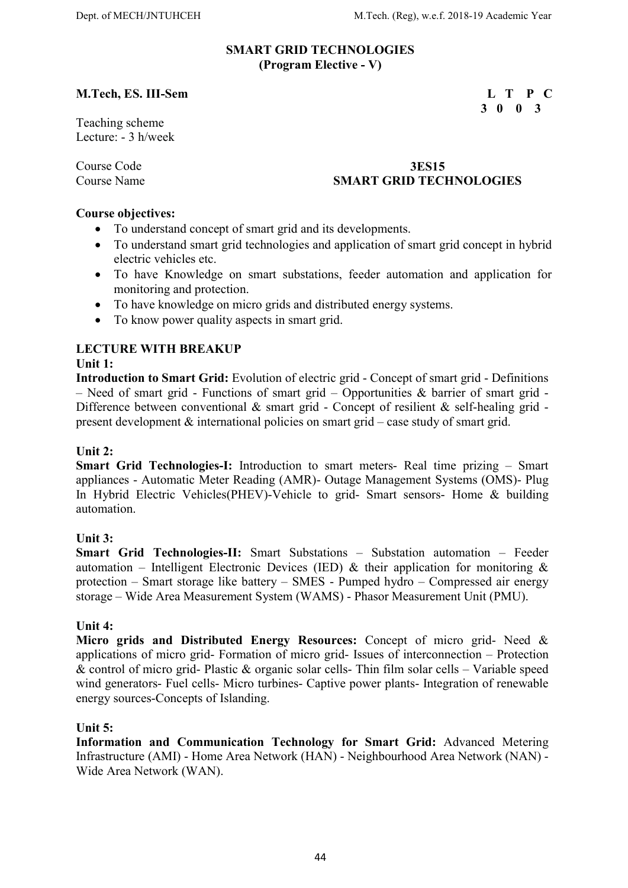## SMART GRID TECHNOLOGIES
### (Program Elective - V)

**M.Tech, ES. III-Sem**

| L | T | P | C |
|---|---|---|---|
| 3 | 0 | 0 | 3 |

Teaching scheme
Lecture: - 3 h/week

| | |
|---|---|
| Course Code | **3ES15** |
| Course Name | **SMART GRID TECHNOLOGIES** |

**Course objectives:**

- To understand concept of smart grid and its developments.
- To understand smart grid technologies and application of smart grid concept in hybrid electric vehicles etc.
- To have Knowledge on smart substations, feeder automation and application for monitoring and protection.
- To have knowledge on micro grids and distributed energy systems.
- To know power quality aspects in smart grid.

**LECTURE WITH BREAKUP**

**Unit 1:**

**Introduction to Smart Grid:** Evolution of electric grid - Concept of smart grid - Definitions – Need of smart grid - Functions of smart grid – Opportunities & barrier of smart grid - Difference between conventional & smart grid - Concept of resilient & self-healing grid - present development & international policies on smart grid – case study of smart grid.

**Unit 2:**

**Smart Grid Technologies-I:** Introduction to smart meters- Real time prizing – Smart appliances - Automatic Meter Reading (AMR)- Outage Management Systems (OMS)- Plug In Hybrid Electric Vehicles(PHEV)-Vehicle to grid- Smart sensors- Home & building automation.

**Unit 3:**

**Smart Grid Technologies-II:** Smart Substations – Substation automation – Feeder automation – Intelligent Electronic Devices (IED) & their application for monitoring & protection – Smart storage like battery – SMES - Pumped hydro – Compressed air energy storage – Wide Area Measurement System (WAMS) - Phasor Measurement Unit (PMU).

**Unit 4:**

**Micro grids and Distributed Energy Resources:** Concept of micro grid- Need & applications of micro grid- Formation of micro grid- Issues of interconnection – Protection & control of micro grid- Plastic & organic solar cells- Thin film solar cells – Variable speed wind generators- Fuel cells- Micro turbines- Captive power plants- Integration of renewable energy sources-Concepts of Islanding.

**Unit 5:**

**Information and Communication Technology for Smart Grid:** Advanced Metering Infrastructure (AMI) - Home Area Network (HAN) - Neighbourhood Area Network (NAN) - Wide Area Network (WAN).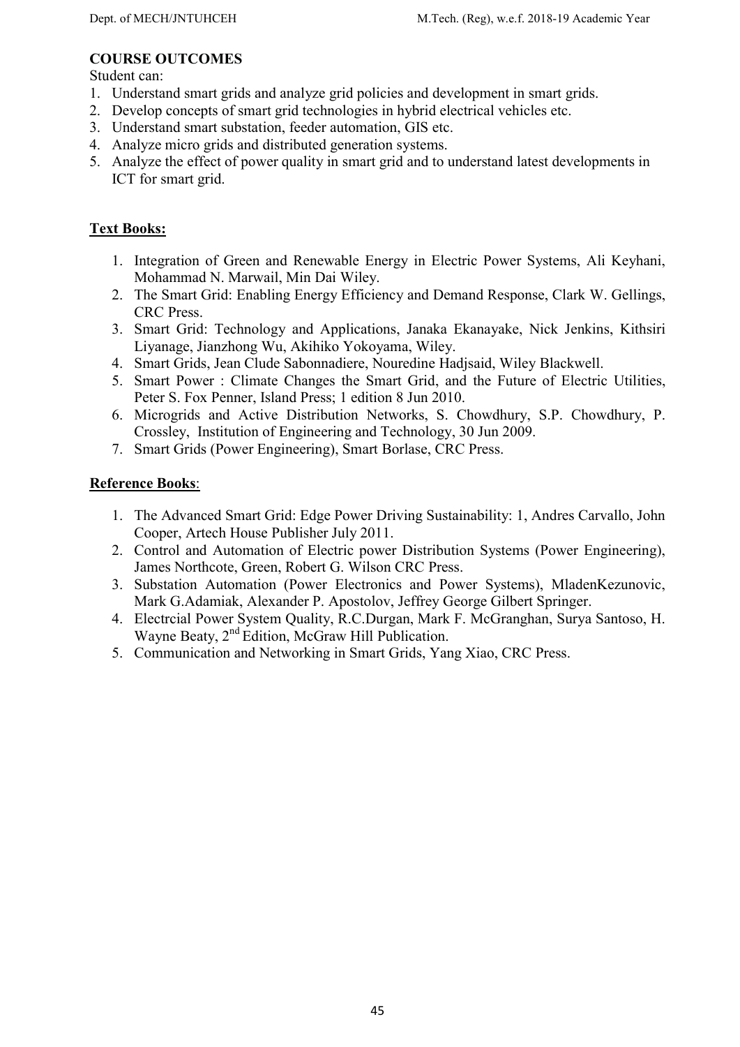**COURSE OUTCOMES**

Student can:

1. Understand smart grids and analyze grid policies and development in smart grids.
2. Develop concepts of smart grid technologies in hybrid electrical vehicles etc.
3. Understand smart substation, feeder automation, GIS etc.
4. Analyze micro grids and distributed generation systems.
5. Analyze the effect of power quality in smart grid and to understand latest developments in ICT for smart grid.

**Text Books:**

1. Integration of Green and Renewable Energy in Electric Power Systems, Ali Keyhani, Mohammad N. Marwail, Min Dai Wiley.
2. The Smart Grid: Enabling Energy Efficiency and Demand Response, Clark W. Gellings, CRC Press.
3. Smart Grid: Technology and Applications, Janaka Ekanayake, Nick Jenkins, Kithsiri Liyanage, Jianzhong Wu, Akihiko Yokoyama, Wiley.
4. Smart Grids, Jean Clude Sabonnadiere, Nouredine Hadjsaid, Wiley Blackwell.
5. Smart Power : Climate Changes the Smart Grid, and the Future of Electric Utilities, Peter S. Fox Penner, Island Press; 1 edition 8 Jun 2010.
6. Microgrids and Active Distribution Networks, S. Chowdhury, S.P. Chowdhury, P. Crossley, Institution of Engineering and Technology, 30 Jun 2009.
7. Smart Grids (Power Engineering), Smart Borlase, CRC Press.

**Reference Books**:

1. The Advanced Smart Grid: Edge Power Driving Sustainability: 1, Andres Carvallo, John Cooper, Artech House Publisher July 2011.
2. Control and Automation of Electric power Distribution Systems (Power Engineering), James Northcote, Green, Robert G. Wilson CRC Press.
3. Substation Automation (Power Electronics and Power Systems), MladenKezunovic, Mark G.Adamiak, Alexander P. Apostolov, Jeffrey George Gilbert Springer.
4. Electrcial Power System Quality, R.C.Durgan, Mark F. McGranghan, Surya Santoso, H. Wayne Beaty, 2nd Edition, McGraw Hill Publication.
5. Communication and Networking in Smart Grids, Yang Xiao, CRC Press.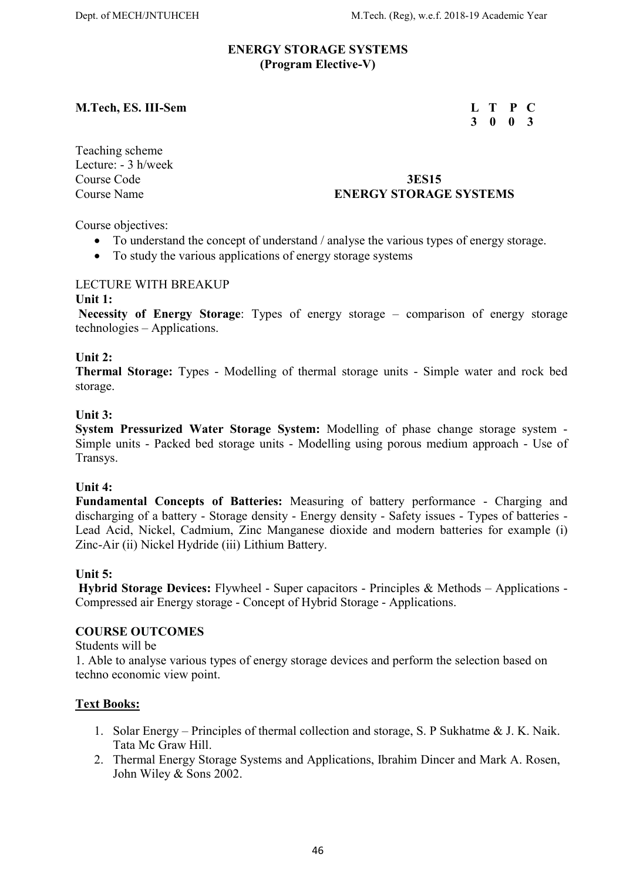# ENERGY STORAGE SYSTEMS
## (Program Elective-V)

**M.Tech, ES. III-Sem**

| L | T | P | C |
|---|---|---|---|
| 3 | 0 | 0 | 3 |

Teaching scheme
Lecture: - 3 h/week
Course Code **3ES15**
Course Name **ENERGY STORAGE SYSTEMS**

Course objectives:

- To understand the concept of understand / analyse the various types of energy storage.
- To study the various applications of energy storage systems

LECTURE WITH BREAKUP

**Unit 1:**
**Necessity of Energy Storage**: Types of energy storage – comparison of energy storage technologies – Applications.

**Unit 2:**
**Thermal Storage:** Types - Modelling of thermal storage units - Simple water and rock bed storage.

**Unit 3:**
**System Pressurized Water Storage System:** Modelling of phase change storage system - Simple units - Packed bed storage units - Modelling using porous medium approach - Use of Transys.

**Unit 4:**
**Fundamental Concepts of Batteries:** Measuring of battery performance - Charging and discharging of a battery - Storage density - Energy density - Safety issues - Types of batteries - Lead Acid, Nickel, Cadmium, Zinc Manganese dioxide and modern batteries for example (i) Zinc-Air (ii) Nickel Hydride (iii) Lithium Battery.

**Unit 5:**
**Hybrid Storage Devices:** Flywheel - Super capacitors - Principles & Methods – Applications - Compressed air Energy storage - Concept of Hybrid Storage - Applications.

**COURSE OUTCOMES**

Students will be

1. Able to analyse various types of energy storage devices and perform the selection based on techno economic view point.

**Text Books:**

1. Solar Energy – Principles of thermal collection and storage, S. P Sukhatme & J. K. Naik. Tata Mc Graw Hill.
2. Thermal Energy Storage Systems and Applications, Ibrahim Dincer and Mark A. Rosen, John Wiley & Sons 2002.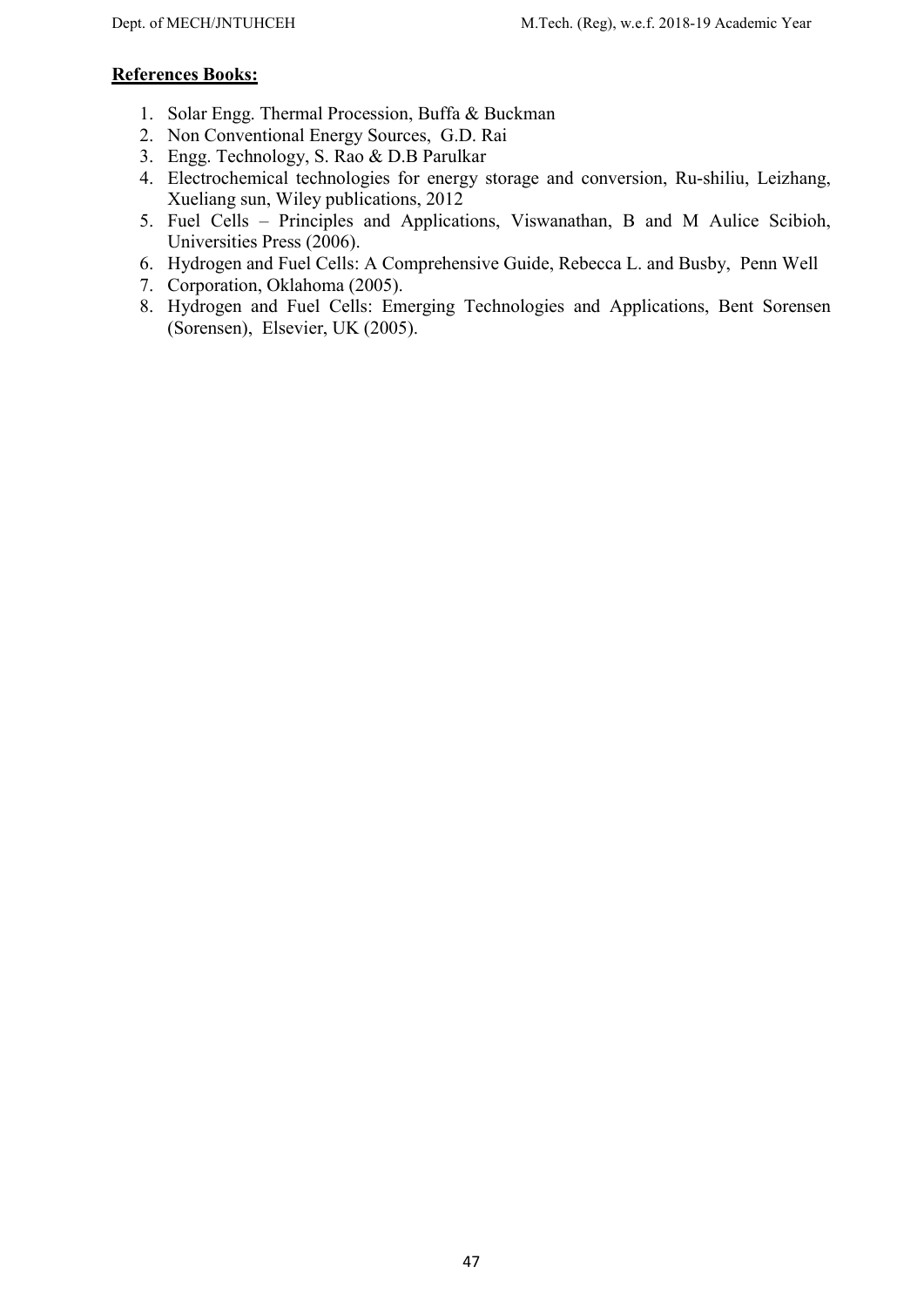**References Books:**

1. Solar Engg. Thermal Procession, Buffa & Buckman
2. Non Conventional Energy Sources, G.D. Rai
3. Engg. Technology, S. Rao & D.B Parulkar
4. Electrochemical technologies for energy storage and conversion, Ru-shiliu, Leizhang, Xueliang sun, Wiley publications, 2012
5. Fuel Cells – Principles and Applications, Viswanathan, B and M Aulice Scibioh, Universities Press (2006).
6. Hydrogen and Fuel Cells: A Comprehensive Guide, Rebecca L. and Busby, Penn Well
7. Corporation, Oklahoma (2005).
8. Hydrogen and Fuel Cells: Emerging Technologies and Applications, Bent Sorensen (Sorensen), Elsevier, UK (2005).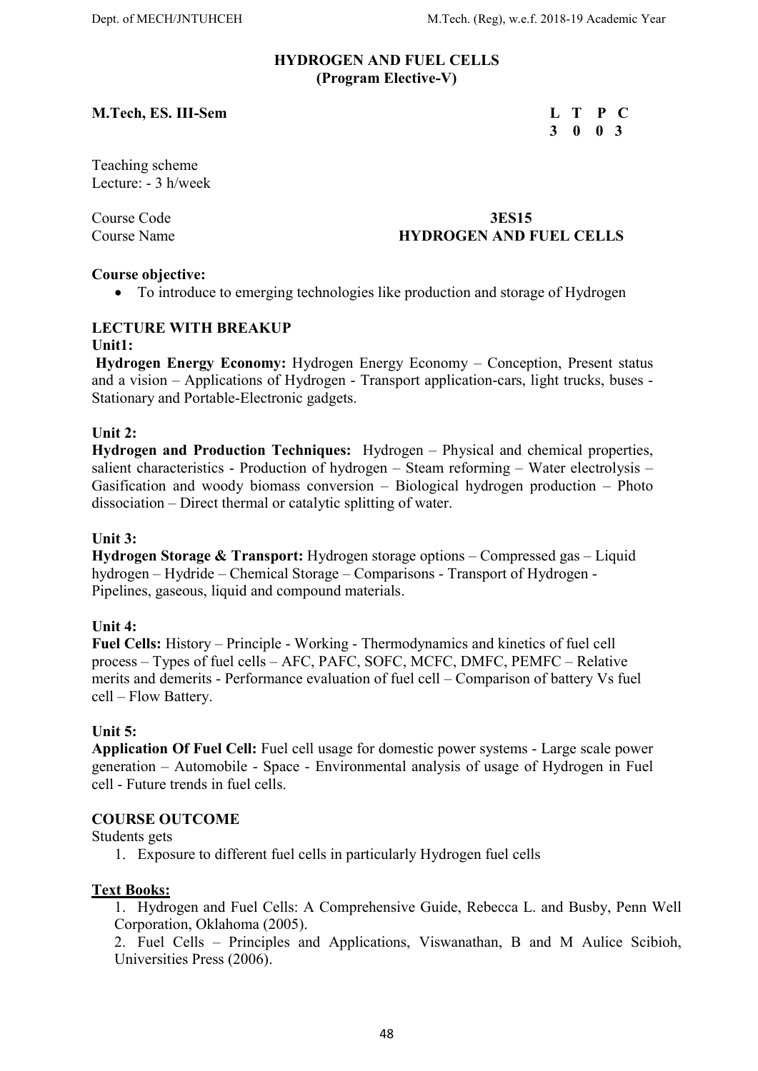# HYDROGEN AND FUEL CELLS
## (Program Elective-V)

**M.Tech, ES. III-Sem**

| L | T | P | C |
|---|---|---|---|
| 3 | 0 | 0 | 3 |

Teaching scheme
Lecture: - 3 h/week

Course Code **3ES15**
Course Name **HYDROGEN AND FUEL CELLS**

**Course objective:**

- To introduce to emerging technologies like production and storage of Hydrogen

**LECTURE WITH BREAKUP**

**Unit1:**

**Hydrogen Energy Economy:** Hydrogen Energy Economy – Conception, Present status and a vision – Applications of Hydrogen - Transport application-cars, light trucks, buses - Stationary and Portable-Electronic gadgets.

**Unit 2:**

**Hydrogen and Production Techniques:** Hydrogen – Physical and chemical properties, salient characteristics - Production of hydrogen – Steam reforming – Water electrolysis – Gasification and woody biomass conversion – Biological hydrogen production – Photo dissociation – Direct thermal or catalytic splitting of water.

**Unit 3:**

**Hydrogen Storage & Transport:** Hydrogen storage options – Compressed gas – Liquid hydrogen – Hydride – Chemical Storage – Comparisons - Transport of Hydrogen - Pipelines, gaseous, liquid and compound materials.

**Unit 4:**

**Fuel Cells:** History – Principle - Working - Thermodynamics and kinetics of fuel cell process – Types of fuel cells – AFC, PAFC, SOFC, MCFC, DMFC, PEMFC – Relative merits and demerits - Performance evaluation of fuel cell – Comparison of battery Vs fuel cell – Flow Battery.

**Unit 5:**

**Application Of Fuel Cell:** Fuel cell usage for domestic power systems - Large scale power generation – Automobile - Space - Environmental analysis of usage of Hydrogen in Fuel cell - Future trends in fuel cells.

**COURSE OUTCOME**

Students gets

1. Exposure to different fuel cells in particularly Hydrogen fuel cells

**Text Books:**

1. Hydrogen and Fuel Cells: A Comprehensive Guide, Rebecca L. and Busby, Penn Well Corporation, Oklahoma (2005).
2. Fuel Cells – Principles and Applications, Viswanathan, B and M Aulice Scibioh, Universities Press (2006).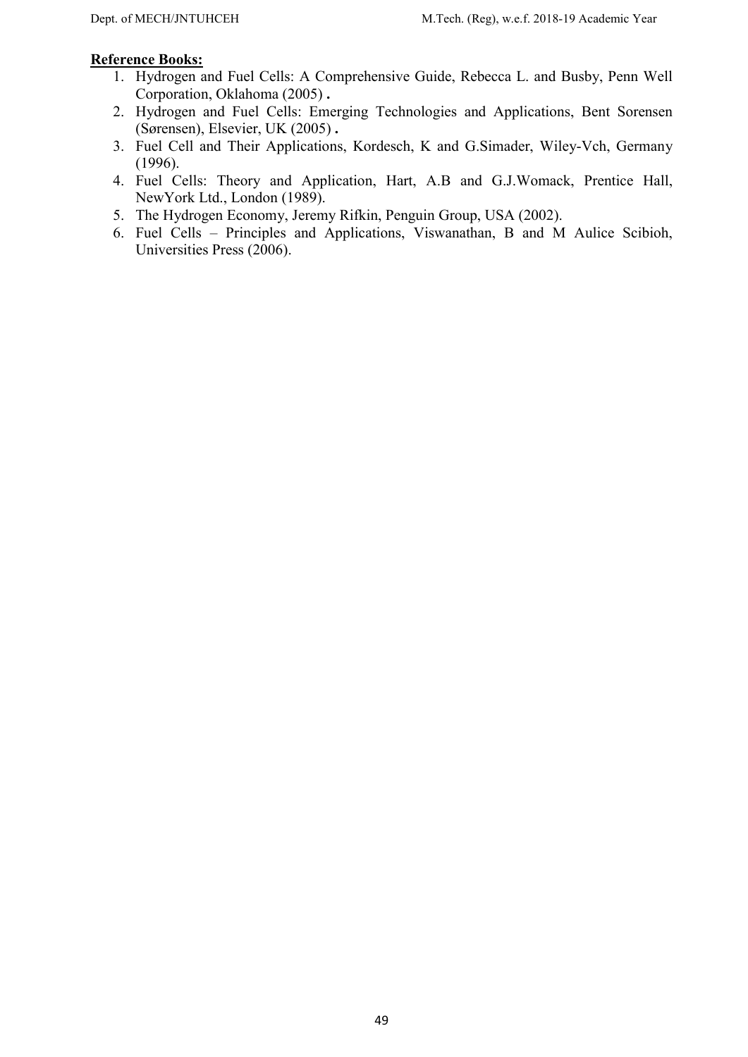**Reference Books:**

1. Hydrogen and Fuel Cells: A Comprehensive Guide, Rebecca L. and Busby, Penn Well Corporation, Oklahoma (2005) **.**
2. Hydrogen and Fuel Cells: Emerging Technologies and Applications, Bent Sorensen (Sørensen), Elsevier, UK (2005) **.**
3. Fuel Cell and Their Applications, Kordesch, K and G.Simader, Wiley-Vch, Germany (1996).
4. Fuel Cells: Theory and Application, Hart, A.B and G.J.Womack, Prentice Hall, NewYork Ltd., London (1989).
5. The Hydrogen Economy, Jeremy Rifkin, Penguin Group, USA (2002).
6. Fuel Cells – Principles and Applications, Viswanathan, B and M Aulice Scibioh, Universities Press (2006).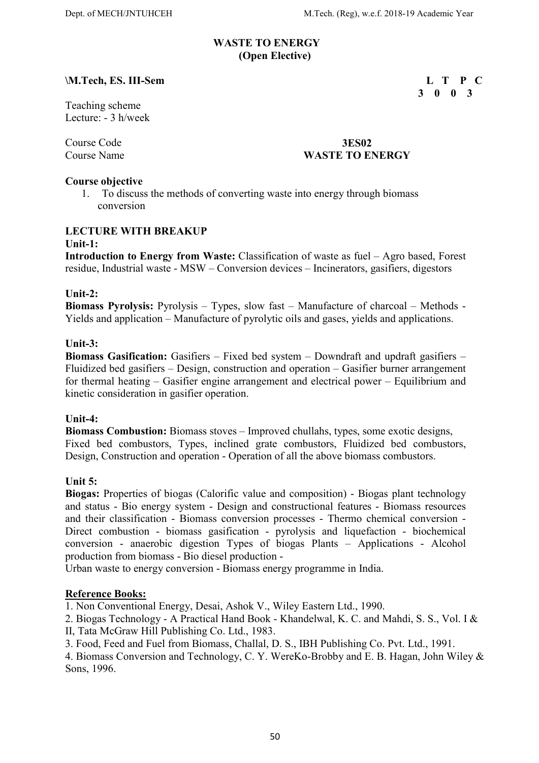# WASTE TO ENERGY
## (Open Elective)

**\M.Tech, ES. III-Sem** **L T P C**
**3 0 0 3**

Teaching scheme
Lecture: - 3 h/week

Course Code **3ES02**
Course Name **WASTE TO ENERGY**

**Course objective**

1. To discuss the methods of converting waste into energy through biomass conversion

**LECTURE WITH BREAKUP**

**Unit-1:**
**Introduction to Energy from Waste:** Classification of waste as fuel – Agro based, Forest residue, Industrial waste - MSW – Conversion devices – Incinerators, gasifiers, digestors

**Unit-2:**
**Biomass Pyrolysis:** Pyrolysis – Types, slow fast – Manufacture of charcoal – Methods - Yields and application – Manufacture of pyrolytic oils and gases, yields and applications.

**Unit-3:**
**Biomass Gasification:** Gasifiers – Fixed bed system – Downdraft and updraft gasifiers – Fluidized bed gasifiers – Design, construction and operation – Gasifier burner arrangement for thermal heating – Gasifier engine arrangement and electrical power – Equilibrium and kinetic consideration in gasifier operation.

**Unit-4:**
**Biomass Combustion:** Biomass stoves – Improved chullahs, types, some exotic designs, Fixed bed combustors, Types, inclined grate combustors, Fluidized bed combustors, Design, Construction and operation - Operation of all the above biomass combustors.

**Unit 5:**
**Biogas:** Properties of biogas (Calorific value and composition) - Biogas plant technology and status - Bio energy system - Design and constructional features - Biomass resources and their classification - Biomass conversion processes - Thermo chemical conversion - Direct combustion - biomass gasification - pyrolysis and liquefaction - biochemical conversion - anaerobic digestion Types of biogas Plants – Applications - Alcohol production from biomass - Bio diesel production -
Urban waste to energy conversion - Biomass energy programme in India.

**Reference Books:**

1. Non Conventional Energy, Desai, Ashok V., Wiley Eastern Ltd., 1990.
2. Biogas Technology - A Practical Hand Book - Khandelwal, K. C. and Mahdi, S. S., Vol. I & II, Tata McGraw Hill Publishing Co. Ltd., 1983.
3. Food, Feed and Fuel from Biomass, Challal, D. S., IBH Publishing Co. Pvt. Ltd., 1991.
4. Biomass Conversion and Technology, C. Y. WereKo-Brobby and E. B. Hagan, John Wiley & Sons, 1996.